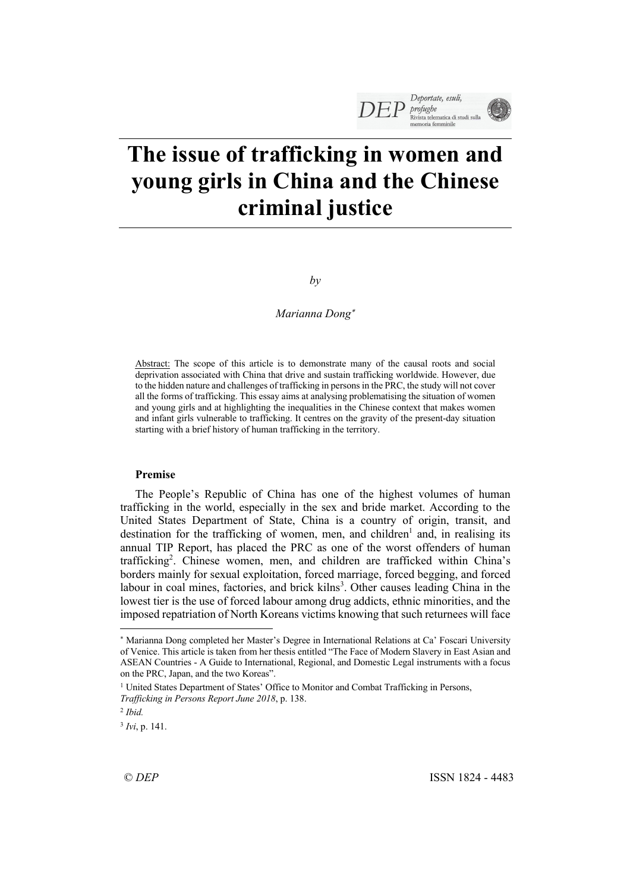# The issue of trafficking in women and young girls in China and the Chinese criminal justice

*by*

*Marianna Dong*[*]

Abstract: The scope of this article is to demonstrate many of the causal roots and social deprivation associated with China that drive and sustain trafficking worldwide. However, due to the hidden nature and challenges of trafficking in persons in the PRC, the study will not cover all the forms of trafficking. This essay aims at analysing problematising the situation of women and young girls and at highlighting the inequalities in the Chinese context that makes women and infant girls vulnerable to trafficking. It centres on the gravity of the present-day situation starting with a brief history of human trafficking in the territory.

**Premise**

The People's Republic of China has one of the highest volumes of human trafficking in the world, especially in the sex and bride market. According to the United States Department of State, China is a country of origin, transit, and destination for the trafficking of women, men, and children[1] and, in realising its annual TIP Report, has placed the PRC as one of the worst offenders of human trafficking[2]. Chinese women, men, and children are trafficked within China's borders mainly for sexual exploitation, forced marriage, forced begging, and forced labour in coal mines, factories, and brick kilns[3]. Other causes leading China in the lowest tier is the use of forced labour among drug addicts, ethnic minorities, and the imposed repatriation of North Koreans victims knowing that such returnees will face

---

[*] Marianna Dong completed her Master's Degree in International Relations at Ca' Foscari University of Venice. This article is taken from her thesis entitled "The Face of Modern Slavery in East Asian and ASEAN Countries - A Guide to International, Regional, and Domestic Legal instruments with a focus on the PRC, Japan, and the two Koreas".

[1] United States Department of States' Office to Monitor and Combat Trafficking in Persons, *Trafficking in Persons Report June 2018*, p. 138.

[2] *Ibid.*

[3] *Ivi*, p. 141.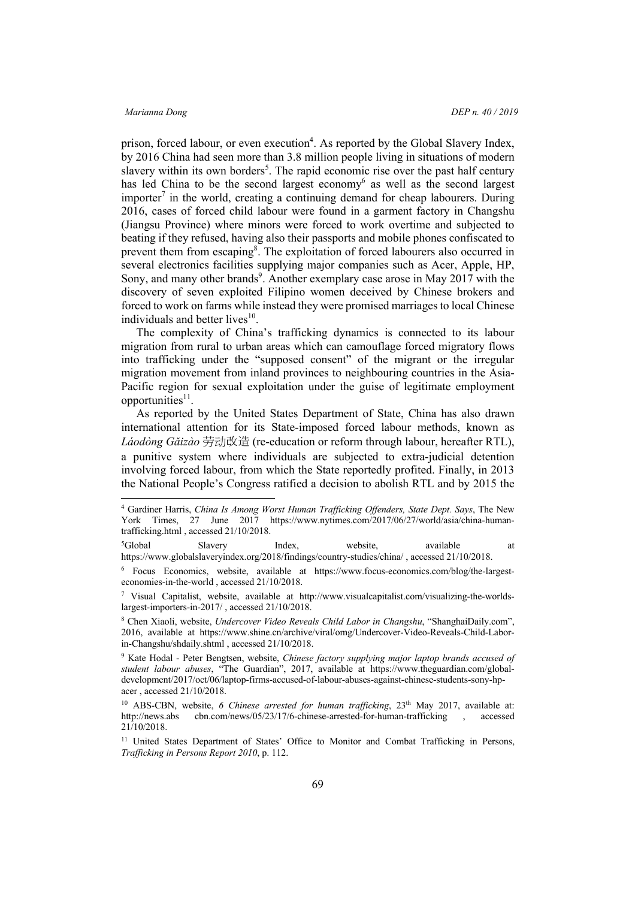prison, forced labour, or even execution[4]. As reported by the Global Slavery Index, by 2016 China had seen more than 3.8 million people living in situations of modern slavery within its own borders[5]. The rapid economic rise over the past half century has led China to be the second largest economy[6] as well as the second largest importer[7] in the world, creating a continuing demand for cheap labourers. During 2016, cases of forced child labour were found in a garment factory in Changshu (Jiangsu Province) where minors were forced to work overtime and subjected to beating if they refused, having also their passports and mobile phones confiscated to prevent them from escaping[8]. The exploitation of forced labourers also occurred in several electronics facilities supplying major companies such as Acer, Apple, HP, Sony, and many other brands[9]. Another exemplary case arose in May 2017 with the discovery of seven exploited Filipino women deceived by Chinese brokers and forced to work on farms while instead they were promised marriages to local Chinese individuals and better lives[10].

The complexity of China's trafficking dynamics is connected to its labour migration from rural to urban areas which can camouflage forced migratory flows into trafficking under the "supposed consent" of the migrant or the irregular migration movement from inland provinces to neighbouring countries in the Asia-Pacific region for sexual exploitation under the guise of legitimate employment opportunities[11].

As reported by the United States Department of State, China has also drawn international attention for its State-imposed forced labour methods, known as *Láodòng Gǎizào* 劳动改造 (re-education or reform through labour, hereafter RTL), a punitive system where individuals are subjected to extra-judicial detention involving forced labour, from which the State reportedly profited. Finally, in 2013 the National People's Congress ratified a decision to abolish RTL and by 2015 the

---

[4] Gardiner Harris, *China Is Among Worst Human Trafficking Offenders, State Dept. Says*, The New York Times, 27 June 2017 https://www.nytimes.com/2017/06/27/world/asia/china-human-trafficking.html , accessed 21/10/2018.

[5] Global Slavery Index, website, available at https://www.globalslaveryindex.org/2018/findings/country-studies/china/ , accessed 21/10/2018.

[6] Focus Economics, website, available at https://www.focus-economics.com/blog/the-largest-economies-in-the-world , accessed 21/10/2018.

[7] Visual Capitalist, website, available at http://www.visualcapitalist.com/visualizing-the-worlds-largest-importers-in-2017/ , accessed 21/10/2018.

[8] Chen Xiaoli, website, *Undercover Video Reveals Child Labor in Changshu*, "ShanghaiDaily.com", 2016, available at https://www.shine.cn/archive/viral/omg/Undercover-Video-Reveals-Child-Labor-in-Changshu/shdaily.shtml , accessed 21/10/2018.

[9] Kate Hodal - Peter Bengtsen, website, *Chinese factory supplying major laptop brands accused of student labour abuses*, "The Guardian", 2017, available at https://www.theguardian.com/global-development/2017/oct/06/laptop-firms-accused-of-labour-abuses-against-chinese-students-sony-hp-acer , accessed 21/10/2018.

[10] ABS-CBN, website, *6 Chinese arrested for human trafficking*, 23th May 2017, available at: http://news.abs cbn.com/news/05/23/17/6-chinese-arrested-for-human-trafficking , accessed 21/10/2018.

[11] United States Department of States' Office to Monitor and Combat Trafficking in Persons, *Trafficking in Persons Report 2010*, p. 112.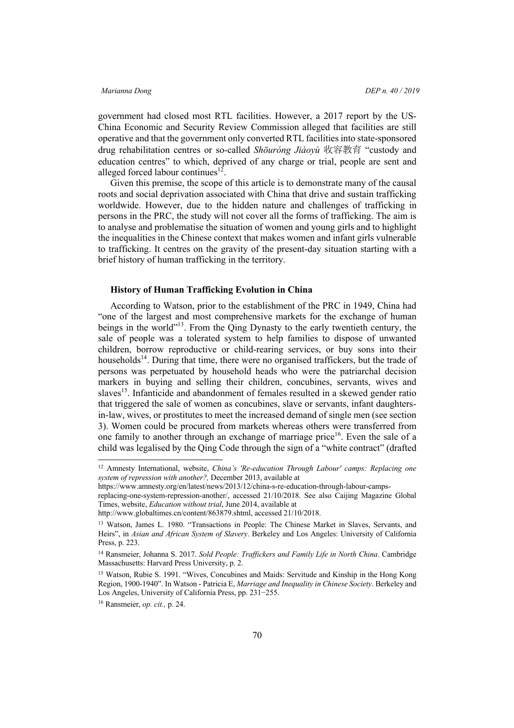government had closed most RTL facilities. However, a 2017 report by the US-China Economic and Security Review Commission alleged that facilities are still operative and that the government only converted RTL facilities into state-sponsored drug rehabilitation centres or so-called *Shōuróng Jiàoyù* 收容教育 "custody and education centres" to which, deprived of any charge or trial, people are sent and alleged forced labour continues[12].

Given this premise, the scope of this article is to demonstrate many of the causal roots and social deprivation associated with China that drive and sustain trafficking worldwide. However, due to the hidden nature and challenges of trafficking in persons in the PRC, the study will not cover all the forms of trafficking. The aim is to analyse and problematise the situation of women and young girls and to highlight the inequalities in the Chinese context that makes women and infant girls vulnerable to trafficking. It centres on the gravity of the present-day situation starting with a brief history of human trafficking in the territory.

## History of Human Trafficking Evolution in China

According to Watson, prior to the establishment of the PRC in 1949, China had "one of the largest and most comprehensive markets for the exchange of human beings in the world"[13]. From the Qing Dynasty to the early twentieth century, the sale of people was a tolerated system to help families to dispose of unwanted children, borrow reproductive or child-rearing services, or buy sons into their households[14]. During that time, there were no organised traffickers, but the trade of persons was perpetuated by household heads who were the patriarchal decision markers in buying and selling their children, concubines, servants, wives and slaves[15]. Infanticide and abandonment of females resulted in a skewed gender ratio that triggered the sale of women as concubines, slave or servants, infant daughters-in-law, wives, or prostitutes to meet the increased demand of single men (see section 3). Women could be procured from markets whereas others were transferred from one family to another through an exchange of marriage price[16]. Even the sale of a child was legalised by the Qing Code through the sign of a "white contract" (drafted

---

[12] Amnesty International, website, *China's 'Re-education Through Labour' camps: Replacing one system of repression with another?,* December 2013, available at https://www.amnesty.org/en/latest/news/2013/12/china-s-re-education-through-labour-camps-replacing-one-system-repression-another/, accessed 21/10/2018. See also Caijing Magazine Global Times, website, *Education without trial*, June 2014, available at http://www.globaltimes.cn/content/863879.shtml, accessed 21/10/2018.

[13] Watson, James L. 1980. "Transactions in People: The Chinese Market in Slaves, Servants, and Heirs", in *Asian and African System of Slavery*. Berkeley and Los Angeles: University of California Press, p. 223.

[14] Ransmeier, Johanna S. 2017. *Sold People: Traffickers and Family Life in North China*. Cambridge Massachusetts: Harvard Press University, p. 2.

[15] Watson, Rubie S. 1991. "Wives, Concubines and Maids: Servitude and Kinship in the Hong Kong Region, 1900-1940". In Watson - Patricia E, *Marriage and Inequality in Chinese Society*. Berkeley and Los Angeles, University of California Press, pp. 231−255.

[16] Ransmeier, *op. cit.,* p. 24.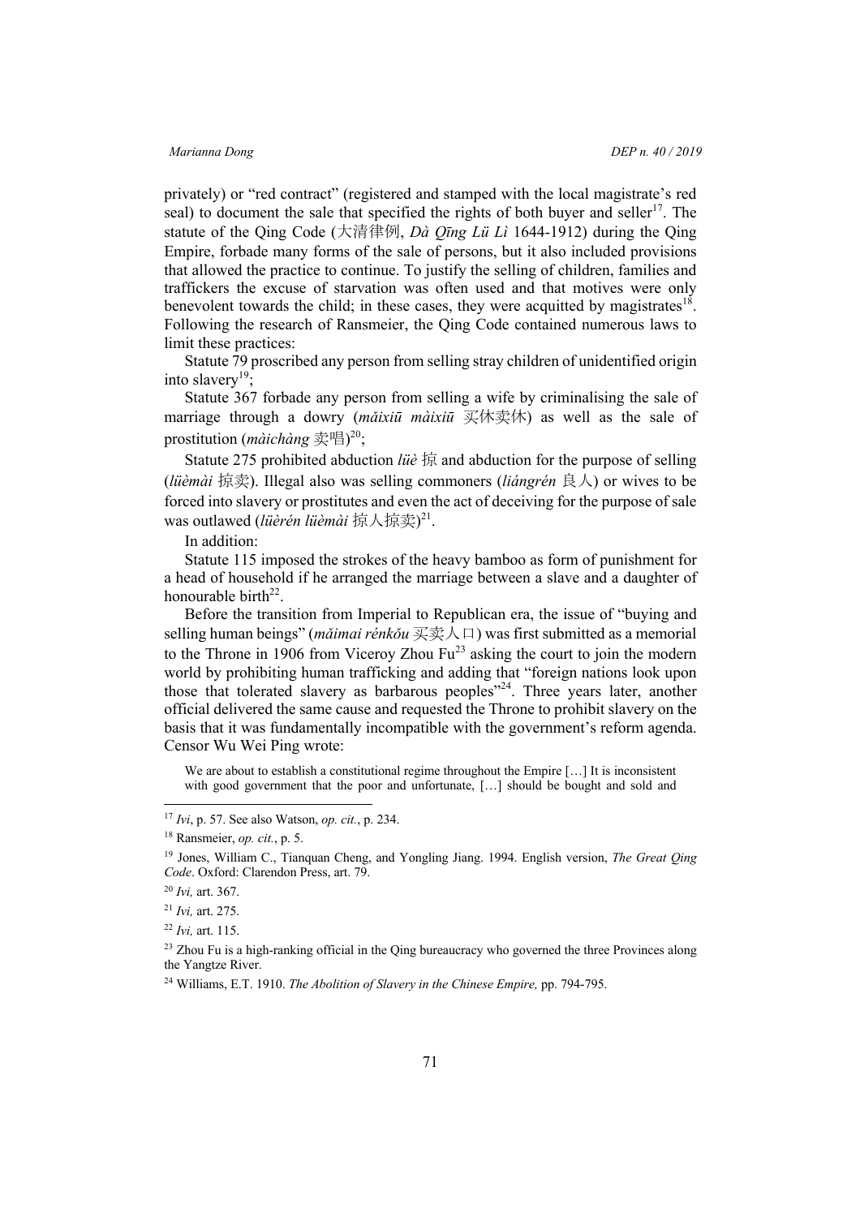privately) or "red contract" (registered and stamped with the local magistrate's red seal) to document the sale that specified the rights of both buyer and seller[17]. The statute of the Qing Code (大清律例, *Dà Qīng Lü Lì* 1644-1912) during the Qing Empire, forbade many forms of the sale of persons, but it also included provisions that allowed the practice to continue. To justify the selling of children, families and traffickers the excuse of starvation was often used and that motives were only benevolent towards the child; in these cases, they were acquitted by magistrates[18]. Following the research of Ransmeier, the Qing Code contained numerous laws to limit these practices:

Statute 79 proscribed any person from selling stray children of unidentified origin into slavery[19];

Statute 367 forbade any person from selling a wife by criminalising the sale of marriage through a dowry (*mǎixiū màixiū* 买休卖休) as well as the sale of prostitution (*màichàng* 卖唱)[20];

Statute 275 prohibited abduction *lüè* 掠 and abduction for the purpose of selling (*lüèmài* 掠卖). Illegal also was selling commoners (*liángrén* 良人) or wives to be forced into slavery or prostitutes and even the act of deceiving for the purpose of sale was outlawed (*lüèrén lüèmài* 掠人掠卖)[21].

In addition:

Statute 115 imposed the strokes of the heavy bamboo as form of punishment for a head of household if he arranged the marriage between a slave and a daughter of honourable birth[22].

Before the transition from Imperial to Republican era, the issue of "buying and selling human beings" (*mǎimai rénkǒu* 买卖人口) was first submitted as a memorial to the Throne in 1906 from Viceroy Zhou Fu[23] asking the court to join the modern world by prohibiting human trafficking and adding that "foreign nations look upon those that tolerated slavery as barbarous peoples"[24]. Three years later, another official delivered the same cause and requested the Throne to prohibit slavery on the basis that it was fundamentally incompatible with the government's reform agenda. Censor Wu Wei Ping wrote:

> We are about to establish a constitutional regime throughout the Empire […] It is inconsistent with good government that the poor and unfortunate, […] should be bought and sold and

---

[17] *Ivi*, p. 57. See also Watson, *op. cit.*, p. 234.

[18] Ransmeier, *op. cit.*, p. 5.

[19] Jones, William C., Tianquan Cheng, and Yongling Jiang. 1994. English version, *The Great Qing Code*. Oxford: Clarendon Press, art. 79.

[20] *Ivi,* art. 367.

[21] *Ivi,* art. 275.

[22] *Ivi,* art. 115.

[23] Zhou Fu is a high-ranking official in the Qing bureaucracy who governed the three Provinces along the Yangtze River.

[24] Williams, E.T. 1910. *The Abolition of Slavery in the Chinese Empire,* pp. 794-795.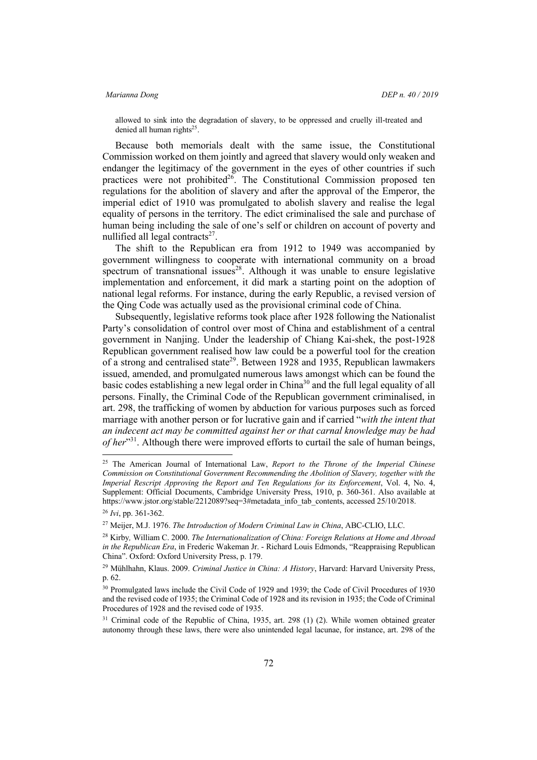allowed to sink into the degradation of slavery, to be oppressed and cruelly ill-treated and denied all human rights[25].

Because both memorials dealt with the same issue, the Constitutional Commission worked on them jointly and agreed that slavery would only weaken and endanger the legitimacy of the government in the eyes of other countries if such practices were not prohibited[26]. The Constitutional Commission proposed ten regulations for the abolition of slavery and after the approval of the Emperor, the imperial edict of 1910 was promulgated to abolish slavery and realise the legal equality of persons in the territory. The edict criminalised the sale and purchase of human being including the sale of one's self or children on account of poverty and nullified all legal contracts[27].

The shift to the Republican era from 1912 to 1949 was accompanied by government willingness to cooperate with international community on a broad spectrum of transnational issues[28]. Although it was unable to ensure legislative implementation and enforcement, it did mark a starting point on the adoption of national legal reforms. For instance, during the early Republic, a revised version of the Qing Code was actually used as the provisional criminal code of China.

Subsequently, legislative reforms took place after 1928 following the Nationalist Party's consolidation of control over most of China and establishment of a central government in Nanjing. Under the leadership of Chiang Kai-shek, the post-1928 Republican government realised how law could be a powerful tool for the creation of a strong and centralised state[29]. Between 1928 and 1935, Republican lawmakers issued, amended, and promulgated numerous laws amongst which can be found the basic codes establishing a new legal order in China[30] and the full legal equality of all persons. Finally, the Criminal Code of the Republican government criminalised, in art. 298, the trafficking of women by abduction for various purposes such as forced marriage with another person or for lucrative gain and if carried "*with the intent that an indecent act may be committed against her or that carnal knowledge may be had of her*"[31]. Although there were improved efforts to curtail the sale of human beings,

---

[25] The American Journal of International Law, *Report to the Throne of the Imperial Chinese Commission on Constitutional Government Recommending the Abolition of Slavery, together with the Imperial Rescript Approving the Report and Ten Regulations for its Enforcement*, Vol. 4, No. 4, Supplement: Official Documents, Cambridge University Press, 1910, p. 360-361. Also available at https://www.jstor.org/stable/2212089?seq=3#metadata_info_tab_contents, accessed 25/10/2018.

[26] *Ivi*, pp. 361-362.

[27] Meijer, M.J. 1976. *The Introduction of Modern Criminal Law in China*, ABC-CLIO, LLC.

[28] Kirby*,* William C. 2000. *The Internationalization of China: Foreign Relations at Home and Abroad in the Republican Era*, in Frederic Wakeman Jr. - Richard Louis Edmonds, "Reappraising Republican China". Oxford: Oxford University Press, p. 179.

[29] Mühlhahn, Klaus. 2009. *Criminal Justice in China: A History*, Harvard: Harvard University Press, p. 62.

[30] Promulgated laws include the Civil Code of 1929 and 1939; the Code of Civil Procedures of 1930 and the revised code of 1935; the Criminal Code of 1928 and its revision in 1935; the Code of Criminal Procedures of 1928 and the revised code of 1935.

[31] Criminal code of the Republic of China, 1935, art. 298 (1) (2). While women obtained greater autonomy through these laws, there were also unintended legal lacunae, for instance, art. 298 of the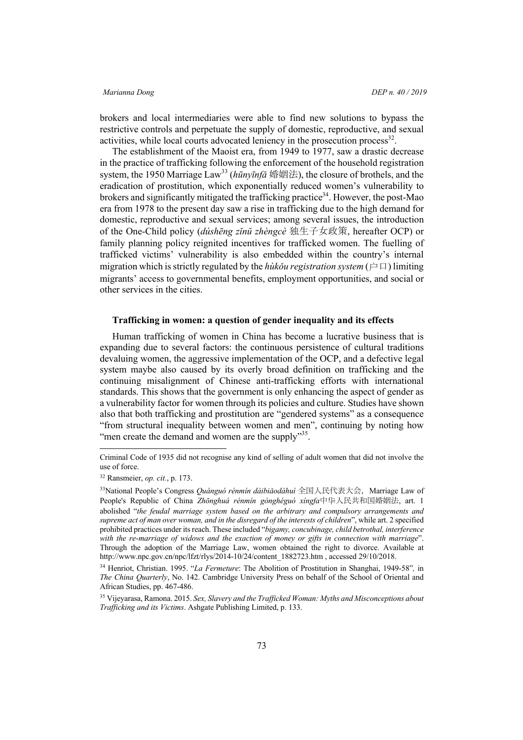brokers and local intermediaries were able to find new solutions to bypass the restrictive controls and perpetuate the supply of domestic, reproductive, and sexual activities, while local courts advocated leniency in the prosecution process[32].

The establishment of the Maoist era, from 1949 to 1977, saw a drastic decrease in the practice of trafficking following the enforcement of the household registration system, the 1950 Marriage Law[33] (*hūnyīnfǎ* 婚姻法), the closure of brothels, and the eradication of prostitution, which exponentially reduced women's vulnerability to brokers and significantly mitigated the trafficking practice[34]. However, the post-Mao era from 1978 to the present day saw a rise in trafficking due to the high demand for domestic, reproductive and sexual services; among several issues, the introduction of the One-Child policy (*dúshēng zǐnǚ zhèngcè* 独生子女政策, hereafter OCP) or family planning policy reignited incentives for trafficked women. The fuelling of trafficked victims' vulnerability is also embedded within the country's internal migration which is strictly regulated by the *hùkǒu registration system* (户口) limiting migrants' access to governmental benefits, employment opportunities, and social or other services in the cities.

#### Trafficking in women: a question of gender inequality and its effects

Human trafficking of women in China has become a lucrative business that is expanding due to several factors: the continuous persistence of cultural traditions devaluing women, the aggressive implementation of the OCP, and a defective legal system maybe also caused by its overly broad definition on trafficking and the continuing misalignment of Chinese anti-trafficking efforts with international standards. This shows that the government is only enhancing the aspect of gender as a vulnerability factor for women through its policies and culture. Studies have shown also that both trafficking and prostitution are "gendered systems" as a consequence "from structural inequality between women and men", continuing by noting how "men create the demand and women are the supply"[35].

---

Criminal Code of 1935 did not recognise any kind of selling of adult women that did not involve the use of force.

[32] Ransmeier, *op. cit.*, p. 173.

[33] National People's Congress *Quánguó rénmín dàibiǎodàhuì* 全国人民代表大会，Marriage Law of People's Republic of China *Zhōnghuá rénmín gònghéguó xíngfa*中华人民共和国婚姻法, art. 1 abolished "*the feudal marriage system based on the arbitrary and compulsory arrangements and supreme act of man over woman, and in the disregard of the interests of children*", while art. 2 specified prohibited practices under its reach. These included "*bigamy, concubinage, child betrothal, interference with the re-marriage of widows and the exaction of money or gifts in connection with marriage*". Through the adoption of the Marriage Law, women obtained the right to divorce. Available at http://www.npc.gov.cn/npc/lfzt/rlys/2014-10/24/content_1882723.htm , accessed 29/10/2018.

[34] Henriot, Christian. 1995. "*La Fermeture*: The Abolition of Prostitution in Shanghai, 1949-58", in *The China Quarterly*, No. 142. Cambridge University Press on behalf of the School of Oriental and African Studies, pp. 467-486.

[35] Vijeyarasa, Ramona. 2015. *Sex, Slavery and the Trafficked Woman: Myths and Misconceptions about Trafficking and its Victims*. Ashgate Publishing Limited, p. 133.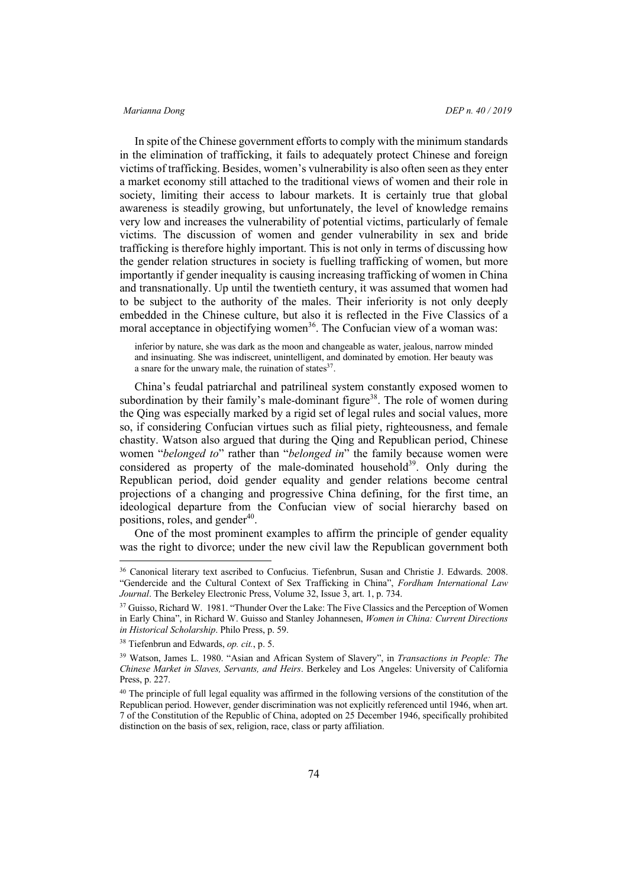In spite of the Chinese government efforts to comply with the minimum standards in the elimination of trafficking, it fails to adequately protect Chinese and foreign victims of trafficking. Besides, women's vulnerability is also often seen as they enter a market economy still attached to the traditional views of women and their role in society, limiting their access to labour markets. It is certainly true that global awareness is steadily growing, but unfortunately, the level of knowledge remains very low and increases the vulnerability of potential victims, particularly of female victims. The discussion of women and gender vulnerability in sex and bride trafficking is therefore highly important. This is not only in terms of discussing how the gender relation structures in society is fuelling trafficking of women, but more importantly if gender inequality is causing increasing trafficking of women in China and transnationally. Up until the twentieth century, it was assumed that women had to be subject to the authority of the males. Their inferiority is not only deeply embedded in the Chinese culture, but also it is reflected in the Five Classics of a moral acceptance in objectifying women[36]. The Confucian view of a woman was:

> inferior by nature, she was dark as the moon and changeable as water, jealous, narrow minded and insinuating. She was indiscreet, unintelligent, and dominated by emotion. Her beauty was a snare for the unwary male, the ruination of states[37].

China's feudal patriarchal and patrilineal system constantly exposed women to subordination by their family's male-dominant figure[38]. The role of women during the Qing was especially marked by a rigid set of legal rules and social values, more so, if considering Confucian virtues such as filial piety, righteousness, and female chastity. Watson also argued that during the Qing and Republican period, Chinese women "*belonged to*" rather than "*belonged in*" the family because women were considered as property of the male-dominated household[39]. Only during the Republican period, doid gender equality and gender relations become central projections of a changing and progressive China defining, for the first time, an ideological departure from the Confucian view of social hierarchy based on positions, roles, and gender[40].

One of the most prominent examples to affirm the principle of gender equality was the right to divorce; under the new civil law the Republican government both

---

[36] Canonical literary text ascribed to Confucius. Tiefenbrun, Susan and Christie J. Edwards. 2008. "Gendercide and the Cultural Context of Sex Trafficking in China", *Fordham International Law Journal*. The Berkeley Electronic Press, Volume 32, Issue 3, art. 1, p. 734.

[37] Guisso, Richard W. 1981. "Thunder Over the Lake: The Five Classics and the Perception of Women in Early China", in Richard W. Guisso and Stanley Johannesen, *Women in China: Current Directions in Historical Scholarship*. Philo Press, p. 59.

[38] Tiefenbrun and Edwards, *op. cit.*, p. 5.

[39] Watson, James L. 1980. "Asian and African System of Slavery", in *Transactions in People: The Chinese Market in Slaves, Servants, and Heirs*. Berkeley and Los Angeles: University of California Press, p. 227.

[40] The principle of full legal equality was affirmed in the following versions of the constitution of the Republican period. However, gender discrimination was not explicitly referenced until 1946, when art. 7 of the Constitution of the Republic of China, adopted on 25 December 1946, specifically prohibited distinction on the basis of sex, religion, race, class or party affiliation.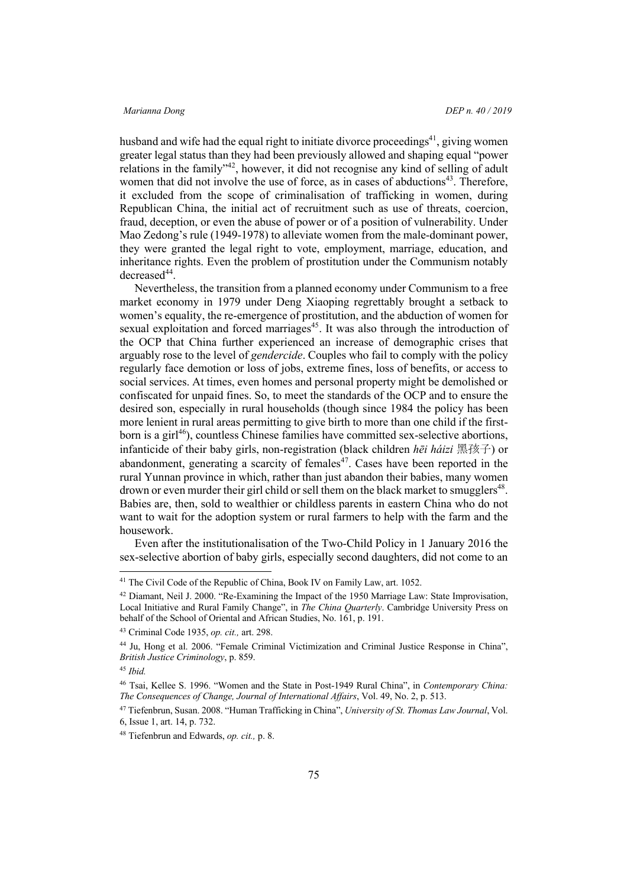husband and wife had the equal right to initiate divorce proceedings[41], giving women greater legal status than they had been previously allowed and shaping equal "power relations in the family"[42], however, it did not recognise any kind of selling of adult women that did not involve the use of force, as in cases of abductions[43]. Therefore, it excluded from the scope of criminalisation of trafficking in women, during Republican China, the initial act of recruitment such as use of threats, coercion, fraud, deception, or even the abuse of power or of a position of vulnerability. Under Mao Zedong's rule (1949-1978) to alleviate women from the male-dominant power, they were granted the legal right to vote, employment, marriage, education, and inheritance rights. Even the problem of prostitution under the Communism notably decreased[44].

Nevertheless, the transition from a planned economy under Communism to a free market economy in 1979 under Deng Xiaoping regrettably brought a setback to women's equality, the re-emergence of prostitution, and the abduction of women for sexual exploitation and forced marriages[45]. It was also through the introduction of the OCP that China further experienced an increase of demographic crises that arguably rose to the level of *gendercide*. Couples who fail to comply with the policy regularly face demotion or loss of jobs, extreme fines, loss of benefits, or access to social services. At times, even homes and personal property might be demolished or confiscated for unpaid fines. So, to meet the standards of the OCP and to ensure the desired son, especially in rural households (though since 1984 the policy has been more lenient in rural areas permitting to give birth to more than one child if the first-born is a girl[46]), countless Chinese families have committed sex-selective abortions, infanticide of their baby girls, non-registration (black children *hēi háizi* 黑孩子) or abandonment, generating a scarcity of females[47]. Cases have been reported in the rural Yunnan province in which, rather than just abandon their babies, many women drown or even murder their girl child or sell them on the black market to smugglers[48]. Babies are, then, sold to wealthier or childless parents in eastern China who do not want to wait for the adoption system or rural farmers to help with the farm and the housework.

Even after the institutionalisation of the Two-Child Policy in 1 January 2016 the sex-selective abortion of baby girls, especially second daughters, did not come to an

---

[41] The Civil Code of the Republic of China, Book IV on Family Law, art. 1052.

[42] Diamant, Neil J. 2000. "Re-Examining the Impact of the 1950 Marriage Law: State Improvisation, Local Initiative and Rural Family Change", in *The China Quarterly*. Cambridge University Press on behalf of the School of Oriental and African Studies, No. 161, p. 191.

[43] Criminal Code 1935, *op. cit.,* art. 298.

[44] Ju, Hong et al. 2006. "Female Criminal Victimization and Criminal Justice Response in China", *British Justice Criminology*, p. 859.

[45] *Ibid.*

[46] Tsai, Kellee S. 1996. "Women and the State in Post-1949 Rural China", in *Contemporary China: The Consequences of Change, Journal of International Affairs*, Vol. 49, No. 2, p. 513.

[47] Tiefenbrun, Susan. 2008. "Human Trafficking in China", *University of St. Thomas Law Journal*, Vol. 6, Issue 1, art. 14, p. 732.

[48] Tiefenbrun and Edwards, *op. cit.,* p. 8.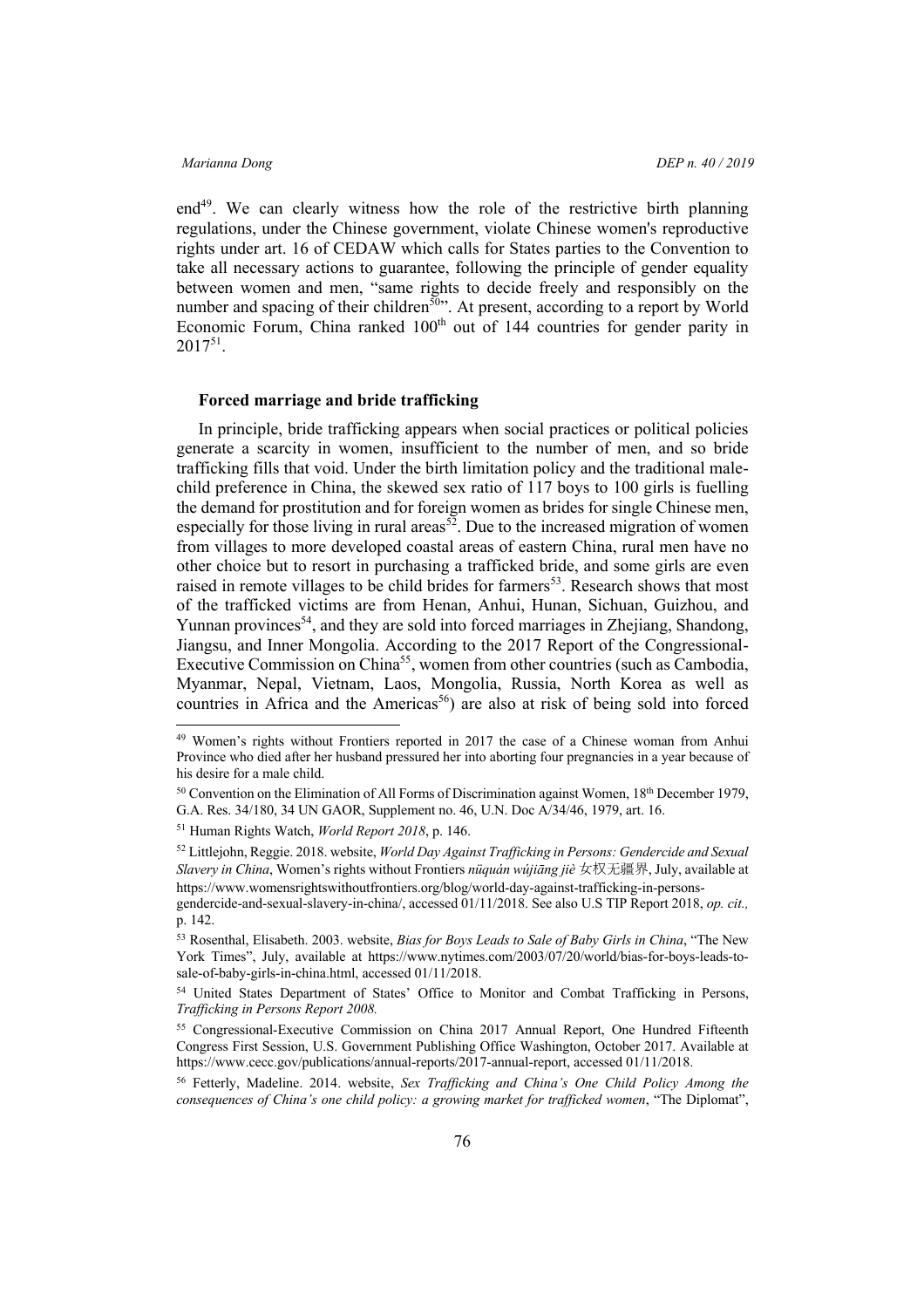end[49]. We can clearly witness how the role of the restrictive birth planning regulations, under the Chinese government, violate Chinese women's reproductive rights under art. 16 of CEDAW which calls for States parties to the Convention to take all necessary actions to guarantee, following the principle of gender equality between women and men, "same rights to decide freely and responsibly on the number and spacing of their children[50]". At present, according to a report by World Economic Forum, China ranked 100th out of 144 countries for gender parity in 2017[51].

### Forced marriage and bride trafficking

In principle, bride trafficking appears when social practices or political policies generate a scarcity in women, insufficient to the number of men, and so bride trafficking fills that void. Under the birth limitation policy and the traditional male-child preference in China, the skewed sex ratio of 117 boys to 100 girls is fuelling the demand for prostitution and for foreign women as brides for single Chinese men, especially for those living in rural areas[52]. Due to the increased migration of women from villages to more developed coastal areas of eastern China, rural men have no other choice but to resort in purchasing a trafficked bride, and some girls are even raised in remote villages to be child brides for farmers[53]. Research shows that most of the trafficked victims are from Henan, Anhui, Hunan, Sichuan, Guizhou, and Yunnan provinces[54], and they are sold into forced marriages in Zhejiang, Shandong, Jiangsu, and Inner Mongolia. According to the 2017 Report of the Congressional-Executive Commission on China[55], women from other countries (such as Cambodia, Myanmar, Nepal, Vietnam, Laos, Mongolia, Russia, North Korea as well as countries in Africa and the Americas[56]) are also at risk of being sold into forced

---

[49] Women's rights without Frontiers reported in 2017 the case of a Chinese woman from Anhui Province who died after her husband pressured her into aborting four pregnancies in a year because of his desire for a male child.

[50] Convention on the Elimination of All Forms of Discrimination against Women, 18th December 1979, G.A. Res. 34/180, 34 UN GAOR, Supplement no. 46, U.N. Doc A/34/46, 1979, art. 16.

[51] Human Rights Watch, *World Report 2018*, p. 146.

[52] Littlejohn, Reggie. 2018. website, *World Day Against Trafficking in Persons: Gendercide and Sexual Slavery in China*, Women's rights without Frontiers *nüquán wújiāng jiè* 女权无疆界, July, available at https://www.womensrightswithoutfrontiers.org/blog/world-day-against-trafficking-in-persons-gendercide-and-sexual-slavery-in-china/, accessed 01/11/2018. See also U.S TIP Report 2018, *op. cit.,* p. 142.

[53] Rosenthal, Elisabeth. 2003. website, *Bias for Boys Leads to Sale of Baby Girls in China*, "The New York Times", July, available at https://www.nytimes.com/2003/07/20/world/bias-for-boys-leads-to-sale-of-baby-girls-in-china.html, accessed 01/11/2018.

[54] United States Department of States' Office to Monitor and Combat Trafficking in Persons, *Trafficking in Persons Report 2008.*

[55] Congressional-Executive Commission on China 2017 Annual Report, One Hundred Fifteenth Congress First Session, U.S. Government Publishing Office Washington, October 2017. Available at https://www.cecc.gov/publications/annual-reports/2017-annual-report, accessed 01/11/2018.

[56] Fetterly, Madeline. 2014. website, *Sex Trafficking and China's One Child Policy Among the consequences of China's one child policy: a growing market for trafficked women*, "The Diplomat",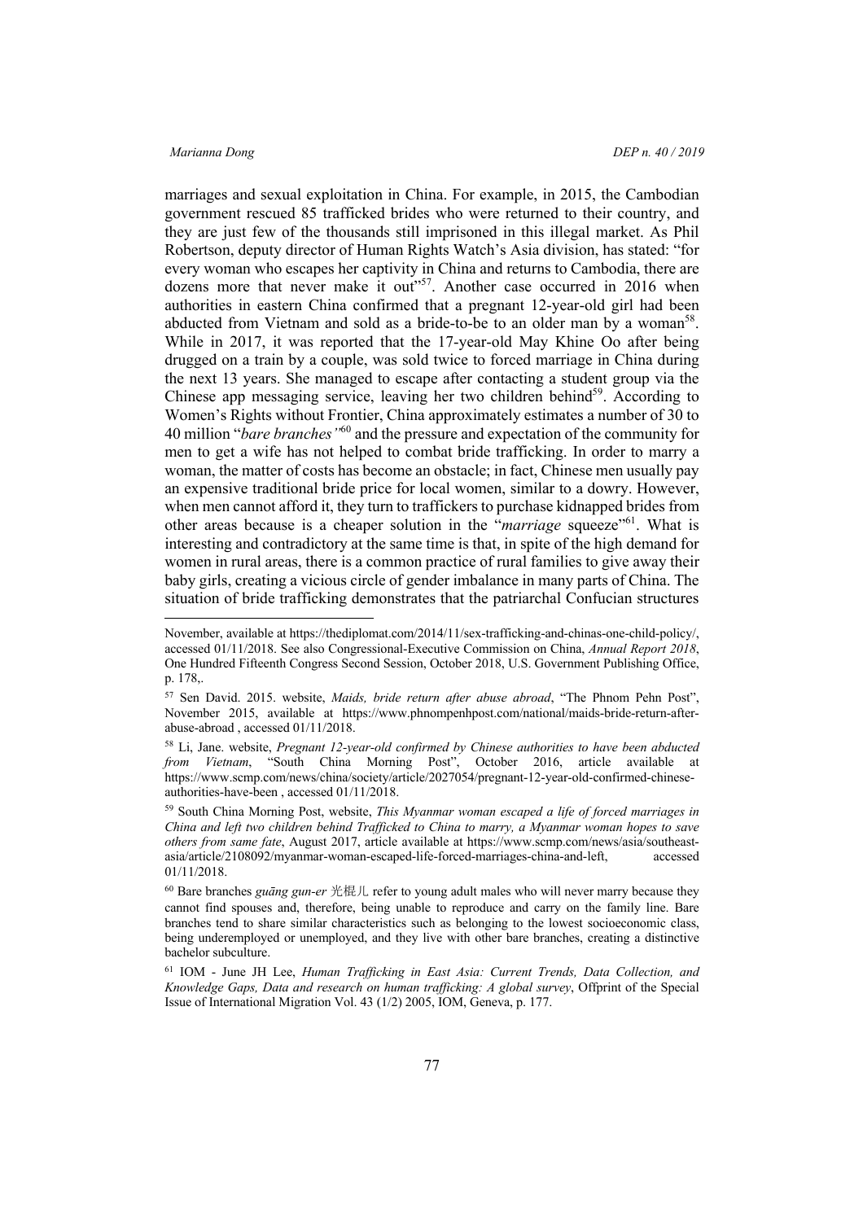marriages and sexual exploitation in China. For example, in 2015, the Cambodian government rescued 85 trafficked brides who were returned to their country, and they are just few of the thousands still imprisoned in this illegal market. As Phil Robertson, deputy director of Human Rights Watch's Asia division, has stated: "for every woman who escapes her captivity in China and returns to Cambodia, there are dozens more that never make it out"[57]. Another case occurred in 2016 when authorities in eastern China confirmed that a pregnant 12-year-old girl had been abducted from Vietnam and sold as a bride-to-be to an older man by a woman[58]. While in 2017, it was reported that the 17-year-old May Khine Oo after being drugged on a train by a couple, was sold twice to forced marriage in China during the next 13 years. She managed to escape after contacting a student group via the Chinese app messaging service, leaving her two children behind[59]. According to Women's Rights without Frontier, China approximately estimates a number of 30 to 40 million "*bare branches"*[60] and the pressure and expectation of the community for men to get a wife has not helped to combat bride trafficking. In order to marry a woman, the matter of costs has become an obstacle; in fact, Chinese men usually pay an expensive traditional bride price for local women, similar to a dowry. However, when men cannot afford it, they turn to traffickers to purchase kidnapped brides from other areas because is a cheaper solution in the "*marriage* squeeze"[61]. What is interesting and contradictory at the same time is that, in spite of the high demand for women in rural areas, there is a common practice of rural families to give away their baby girls, creating a vicious circle of gender imbalance in many parts of China. The situation of bride trafficking demonstrates that the patriarchal Confucian structures

---

November, available at https://thediplomat.com/2014/11/sex-trafficking-and-chinas-one-child-policy/, accessed 01/11/2018. See also Congressional-Executive Commission on China, *Annual Report 2018*, One Hundred Fifteenth Congress Second Session, October 2018, U.S. Government Publishing Office, p. 178,.

[57] Sen David. 2015. website, *Maids, bride return after abuse abroad*, "The Phnom Pehn Post", November 2015, available at https://www.phnompenhpost.com/national/maids-bride-return-after-abuse-abroad , accessed 01/11/2018.

[58] Li, Jane. website, *Pregnant 12-year-old confirmed by Chinese authorities to have been abducted from Vietnam*, "South China Morning Post", October 2016, article available at https://www.scmp.com/news/china/society/article/2027054/pregnant-12-year-old-confirmed-chinese-authorities-have-been , accessed 01/11/2018.

[59] South China Morning Post, website, *This Myanmar woman escaped a life of forced marriages in China and left two children behind Trafficked to China to marry, a Myanmar woman hopes to save others from same fate*, August 2017, article available at https://www.scmp.com/news/asia/southeast-asia/article/2108092/myanmar-woman-escaped-life-forced-marriages-china-and-left, accessed 01/11/2018.

[60] Bare branches *guāng gun-er* 光棍儿 refer to young adult males who will never marry because they cannot find spouses and, therefore, being unable to reproduce and carry on the family line. Bare branches tend to share similar characteristics such as belonging to the lowest socioeconomic class, being underemployed or unemployed, and they live with other bare branches, creating a distinctive bachelor subculture.

[61] IOM - June JH Lee, *Human Trafficking in East Asia: Current Trends, Data Collection, and Knowledge Gaps, Data and research on human trafficking: A global survey*, Offprint of the Special Issue of International Migration Vol. 43 (1/2) 2005, IOM, Geneva, p. 177.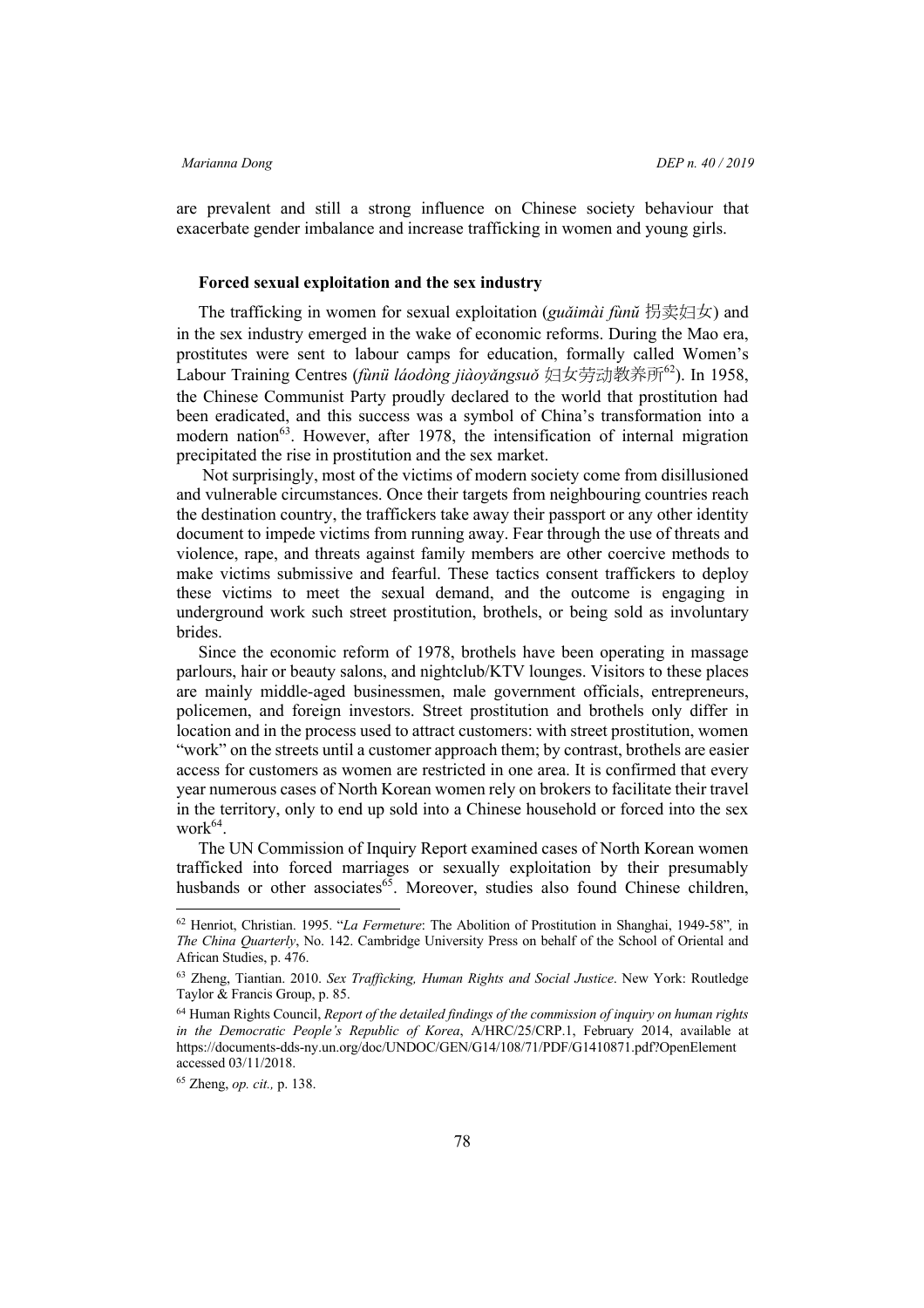are prevalent and still a strong influence on Chinese society behaviour that exacerbate gender imbalance and increase trafficking in women and young girls.

**Forced sexual exploitation and the sex industry**

The trafficking in women for sexual exploitation (*guǎimài fùnǔ* 拐卖妇女) and in the sex industry emerged in the wake of economic reforms. During the Mao era, prostitutes were sent to labour camps for education, formally called Women's Labour Training Centres (*fùnü láodòng jiàoyǎngsuǒ* 妇女劳动教养所[62]). In 1958, the Chinese Communist Party proudly declared to the world that prostitution had been eradicated, and this success was a symbol of China's transformation into a modern nation[63]. However, after 1978, the intensification of internal migration precipitated the rise in prostitution and the sex market.

Not surprisingly, most of the victims of modern society come from disillusioned and vulnerable circumstances. Once their targets from neighbouring countries reach the destination country, the traffickers take away their passport or any other identity document to impede victims from running away. Fear through the use of threats and violence, rape, and threats against family members are other coercive methods to make victims submissive and fearful. These tactics consent traffickers to deploy these victims to meet the sexual demand, and the outcome is engaging in underground work such street prostitution, brothels, or being sold as involuntary brides.

Since the economic reform of 1978, brothels have been operating in massage parlours, hair or beauty salons, and nightclub/KTV lounges. Visitors to these places are mainly middle-aged businessmen, male government officials, entrepreneurs, policemen, and foreign investors. Street prostitution and brothels only differ in location and in the process used to attract customers: with street prostitution, women "work" on the streets until a customer approach them; by contrast, brothels are easier access for customers as women are restricted in one area. It is confirmed that every year numerous cases of North Korean women rely on brokers to facilitate their travel in the territory, only to end up sold into a Chinese household or forced into the sex work[64].

The UN Commission of Inquiry Report examined cases of North Korean women trafficked into forced marriages or sexually exploitation by their presumably husbands or other associates[65]. Moreover, studies also found Chinese children,

---

[62] Henriot, Christian. 1995. "*La Fermeture*: The Abolition of Prostitution in Shanghai, 1949-58"*,* in *The China Quarterly*, No. 142. Cambridge University Press on behalf of the School of Oriental and African Studies, p. 476.

[63] Zheng, Tiantian. 2010. *Sex Trafficking, Human Rights and Social Justice*. New York: Routledge Taylor & Francis Group, p. 85.

[64] Human Rights Council, *Report of the detailed findings of the commission of inquiry on human rights in the Democratic People's Republic of Korea*, A/HRC/25/CRP.1, February 2014, available at https://documents-dds-ny.un.org/doc/UNDOC/GEN/G14/108/71/PDF/G1410871.pdf?OpenElement accessed 03/11/2018.

[65] Zheng, *op. cit.,* p. 138.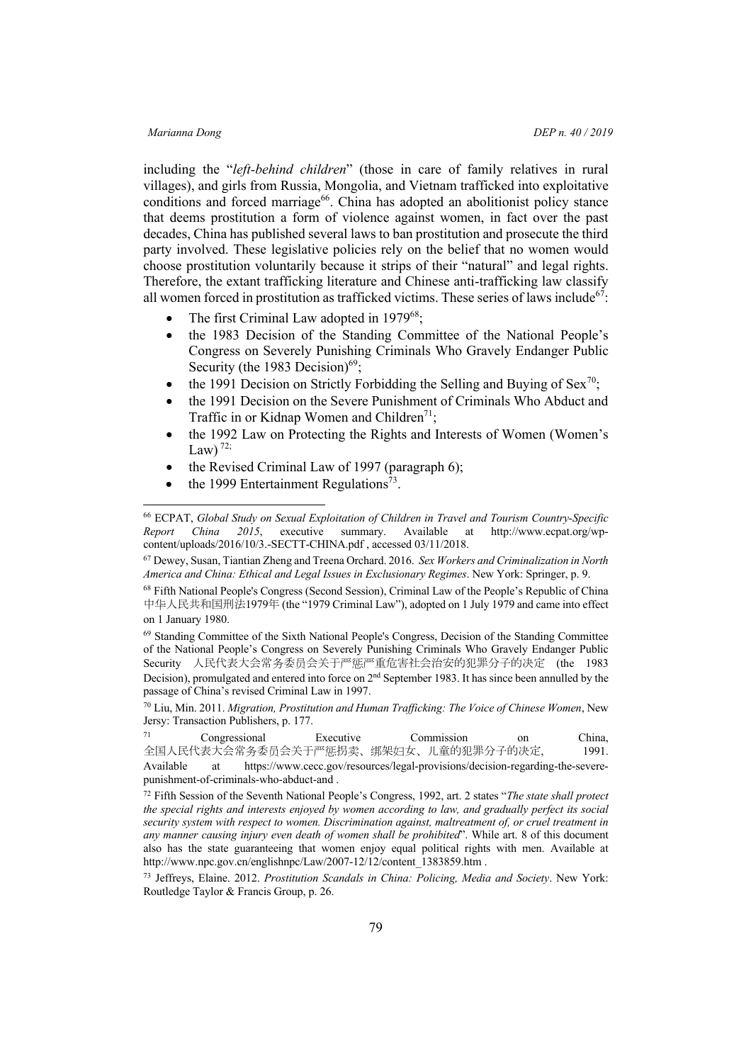including the "*left-behind children*" (those in care of family relatives in rural villages), and girls from Russia, Mongolia, and Vietnam trafficked into exploitative conditions and forced marriage[66]. China has adopted an abolitionist policy stance that deems prostitution a form of violence against women, in fact over the past decades, China has published several laws to ban prostitution and prosecute the third party involved. These legislative policies rely on the belief that no women would choose prostitution voluntarily because it strips of their "natural" and legal rights. Therefore, the extant trafficking literature and Chinese anti-trafficking law classify all women forced in prostitution as trafficked victims. These series of laws include[67]:

- The first Criminal Law adopted in 1979[68];
- the 1983 Decision of the Standing Committee of the National People's Congress on Severely Punishing Criminals Who Gravely Endanger Public Security (the 1983 Decision)[69];
- the 1991 Decision on Strictly Forbidding the Selling and Buying of Sex[70];
- the 1991 Decision on the Severe Punishment of Criminals Who Abduct and Traffic in or Kidnap Women and Children[71];
- the 1992 Law on Protecting the Rights and Interests of Women (Women's Law)[72];
- the Revised Criminal Law of 1997 (paragraph 6);
- the 1999 Entertainment Regulations[73].

---

[66] ECPAT, *Global Study on Sexual Exploitation of Children in Travel and Tourism Country-Specific Report China 2015*, executive summary. Available at http://www.ecpat.org/wp-content/uploads/2016/10/3.-SECTT-CHINA.pdf , accessed 03/11/2018.

[67] Dewey, Susan, Tiantian Zheng and Treena Orchard. 2016. *Sex Workers and Criminalization in North America and China: Ethical and Legal Issues in Exclusionary Regimes*. New York: Springer, p. 9.

[68] Fifth National People's Congress (Second Session), Criminal Law of the People's Republic of China 中华人民共和国刑法1979年 (the "1979 Criminal Law"), adopted on 1 July 1979 and came into effect on 1 January 1980.

[69] Standing Committee of the Sixth National People's Congress, Decision of the Standing Committee of the National People's Congress on Severely Punishing Criminals Who Gravely Endanger Public Security 人民代表大会常务委员会关于严惩严重危害社会治安的犯罪分子的决定 (the 1983 Decision), promulgated and entered into force on 2nd September 1983. It has since been annulled by the passage of China's revised Criminal Law in 1997.

[70] Liu, Min. 2011. *Migration, Prostitution and Human Trafficking: The Voice of Chinese Women*, New Jersy: Transaction Publishers, p. 177.

[71] Congressional Executive Commission on China, 全国人民代表大会常务委员会关于严惩拐卖、绑架妇女、儿童的犯罪分子的决定, 1991. Available at https://www.cecc.gov/resources/legal-provisions/decision-regarding-the-severe-punishment-of-criminals-who-abduct-and .

[72] Fifth Session of the Seventh National People's Congress, 1992, art. 2 states "*The state shall protect the special rights and interests enjoyed by women according to law, and gradually perfect its social security system with respect to women. Discrimination against, maltreatment of, or cruel treatment in any manner causing injury even death of women shall be prohibited*". While art. 8 of this document also has the state guaranteeing that women enjoy equal political rights with men. Available at http://www.npc.gov.cn/englishnpc/Law/2007-12/12/content_1383859.htm .

[73] Jeffreys, Elaine. 2012. *Prostitution Scandals in China: Policing, Media and Society*. New York: Routledge Taylor & Francis Group, p. 26.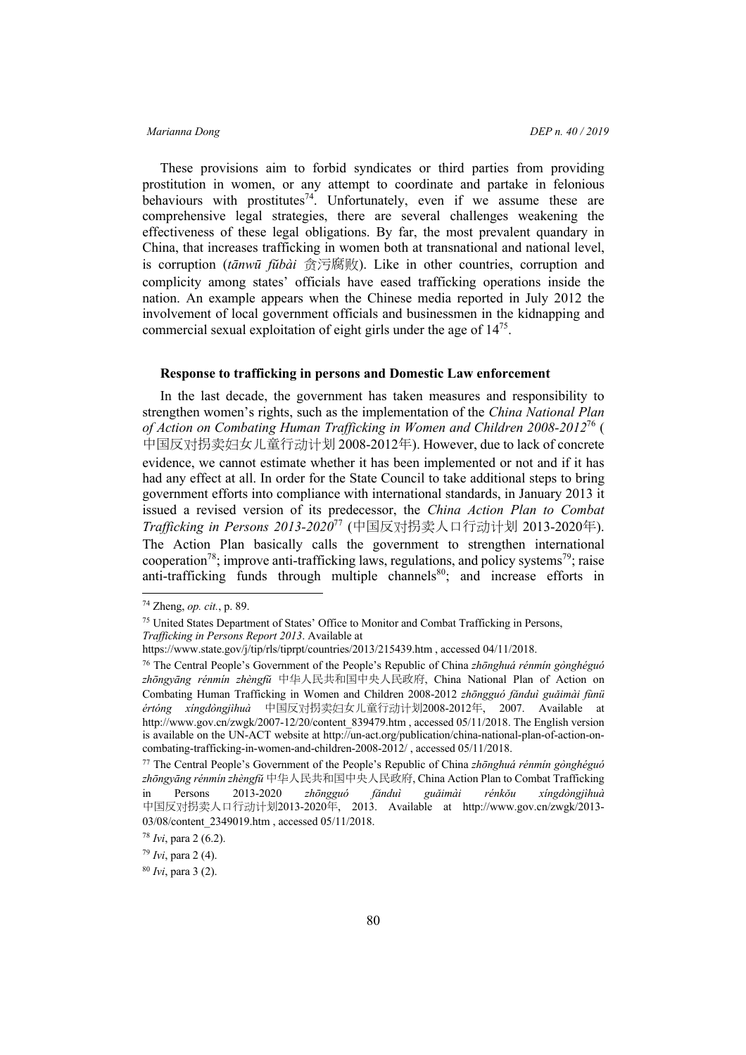These provisions aim to forbid syndicates or third parties from providing prostitution in women, or any attempt to coordinate and partake in felonious behaviours with prostitutes[74]. Unfortunately, even if we assume these are comprehensive legal strategies, there are several challenges weakening the effectiveness of these legal obligations. By far, the most prevalent quandary in China, that increases trafficking in women both at transnational and national level, is corruption (*tānwū fǔbài* 贪污腐败). Like in other countries, corruption and complicity among states' officials have eased trafficking operations inside the nation. An example appears when the Chinese media reported in July 2012 the involvement of local government officials and businessmen in the kidnapping and commercial sexual exploitation of eight girls under the age of 14[75].

**Response to trafficking in persons and Domestic Law enforcement**

In the last decade, the government has taken measures and responsibility to strengthen women's rights, such as the implementation of the *China National Plan of Action on Combating Human Trafficking in Women and Children 2008-2012*[76] (中国反对拐卖妇女儿童行动计划 2008-2012年). However, due to lack of concrete evidence, we cannot estimate whether it has been implemented or not and if it has had any effect at all. In order for the State Council to take additional steps to bring government efforts into compliance with international standards, in January 2013 it issued a revised version of its predecessor, the *China Action Plan to Combat Trafficking in Persons 2013-2020*[77] (中国反对拐卖人口行动计划 2013-2020年). The Action Plan basically calls the government to strengthen international cooperation[78]; improve anti-trafficking laws, regulations, and policy systems[79]; raise anti-trafficking funds through multiple channels[80]; and increase efforts in

---

[74] Zheng, *op. cit.*, p. 89.

[75] United States Department of States' Office to Monitor and Combat Trafficking in Persons, *Trafficking in Persons Report 2013*. Available at https://www.state.gov/j/tip/rls/tiprpt/countries/2013/215439.htm , accessed 04/11/2018.

[76] The Central People's Government of the People's Republic of China *zhōnghuá rénmín gònghéguó zhōngyāng rénmín zhèngfǔ* 中华人民共和国中央人民政府, China National Plan of Action on Combating Human Trafficking in Women and Children 2008-2012 *zhōngguó fǎnduì guǎimài fùnü értóng xíngdòngjìhuà* 中国反对拐卖妇女儿童行动计划2008-2012年, 2007. Available at http://www.gov.cn/zwgk/2007-12/20/content_839479.htm , accessed 05/11/2018. The English version is available on the UN-ACT website at http://un-act.org/publication/china-national-plan-of-action-on-combating-trafficking-in-women-and-children-2008-2012/ , accessed 05/11/2018.

[77] The Central People's Government of the People's Republic of China *zhōnghuá rénmín gònghéguó zhōngyāng rénmín zhèngfǔ* 中华人民共和国中央人民政府, China Action Plan to Combat Trafficking in Persons 2013-2020 *zhōngguó fǎnduì guǎimài rénkǒu xíngdòngjìhuà* 中国反对拐卖人口行动计划2013-2020年, 2013. Available at http://www.gov.cn/zwgk/2013-03/08/content_2349019.htm , accessed 05/11/2018.

[78] *Ivi*, para 2 (6.2).

[79] *Ivi*, para 2 (4).

[80] *Ivi*, para 3 (2).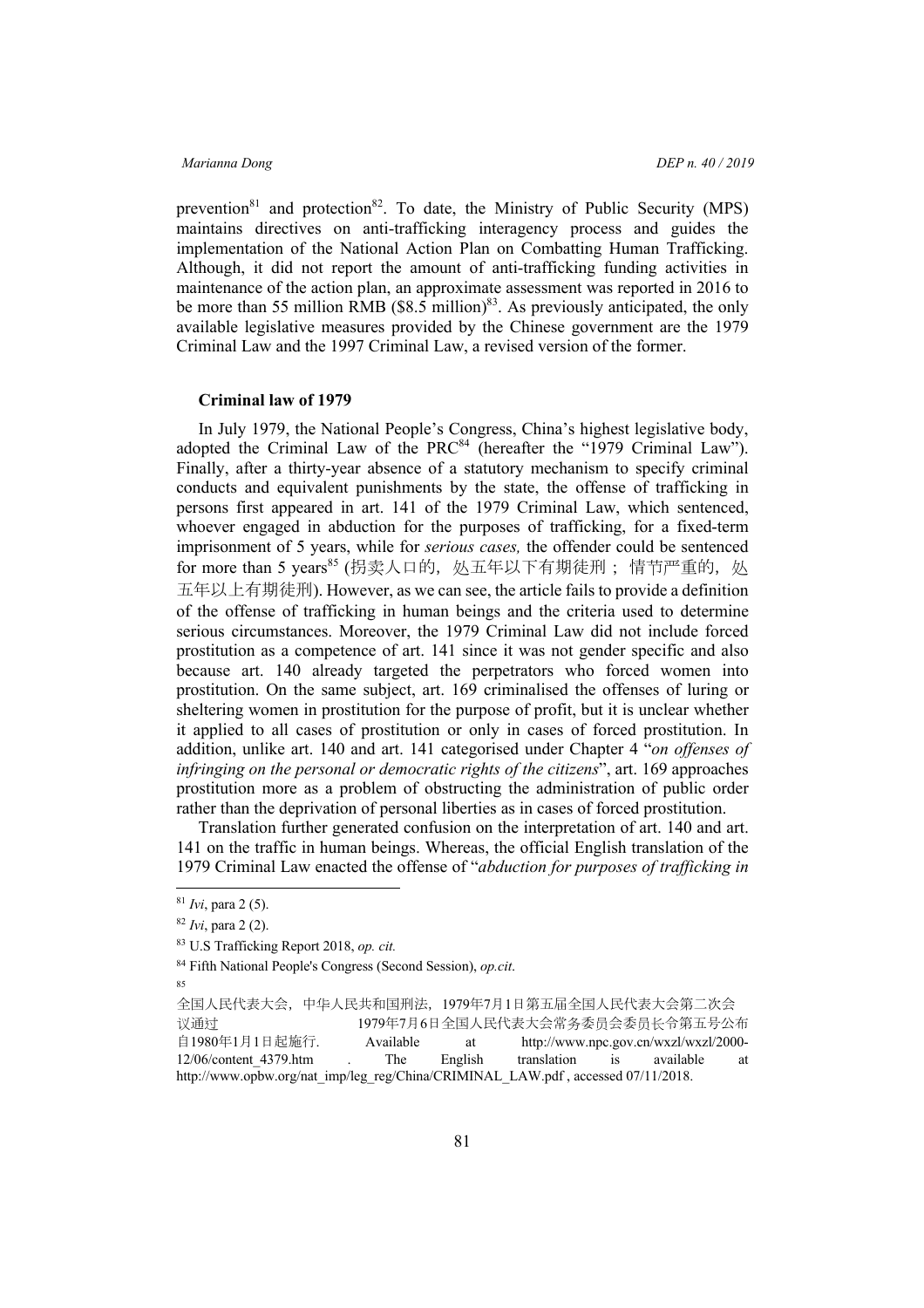prevention[81] and protection[82]. To date, the Ministry of Public Security (MPS) maintains directives on anti-trafficking interagency process and guides the implementation of the National Action Plan on Combatting Human Trafficking. Although, it did not report the amount of anti-trafficking funding activities in maintenance of the action plan, an approximate assessment was reported in 2016 to be more than 55 million RMB ($8.5 million)[83]. As previously anticipated, the only available legislative measures provided by the Chinese government are the 1979 Criminal Law and the 1997 Criminal Law, a revised version of the former.

**Criminal law of 1979**

In July 1979, the National People's Congress, China's highest legislative body, adopted the Criminal Law of the PRC[84] (hereafter the "1979 Criminal Law"). Finally, after a thirty-year absence of a statutory mechanism to specify criminal conducts and equivalent punishments by the state, the offense of trafficking in persons first appeared in art. 141 of the 1979 Criminal Law, which sentenced, whoever engaged in abduction for the purposes of trafficking, for a fixed-term imprisonment of 5 years, while for *serious cases,* the offender could be sentenced for more than 5 years[85] (拐卖人口的，处五年以下有期徒刑；情节严重的，处五年以上有期徒刑). However, as we can see, the article fails to provide a definition of the offense of trafficking in human beings and the criteria used to determine serious circumstances. Moreover, the 1979 Criminal Law did not include forced prostitution as a competence of art. 141 since it was not gender specific and also because art. 140 already targeted the perpetrators who forced women into prostitution. On the same subject, art. 169 criminalised the offenses of luring or sheltering women in prostitution for the purpose of profit, but it is unclear whether it applied to all cases of prostitution or only in cases of forced prostitution. In addition, unlike art. 140 and art. 141 categorised under Chapter 4 "*on offenses of infringing on the personal or democratic rights of the citizens*", art. 169 approaches prostitution more as a problem of obstructing the administration of public order rather than the deprivation of personal liberties as in cases of forced prostitution.

Translation further generated confusion on the interpretation of art. 140 and art. 141 on the traffic in human beings. Whereas, the official English translation of the 1979 Criminal Law enacted the offense of "*abduction for purposes of trafficking in*

---

[81] *Ivi*, para 2 (5).

[82] *Ivi*, para 2 (2).

[83] U.S Trafficking Report 2018, *op. cit.*

[84] Fifth National People's Congress (Second Session), *op.cit*.

[85] 全国人民代表大会，中华人民共和国刑法，1979年7月1日第五届全国人民代表大会第二次会议通过 1979年7月6日全国人民代表大会常务委员会委员长令第五号公布 自1980年1月1日起施行. Available at http://www.npc.gov.cn/wxzl/wxzl/2000-12/06/content_4379.htm . The English translation is available at http://www.opbw.org/nat_imp/leg_reg/China/CRIMINAL_LAW.pdf , accessed 07/11/2018.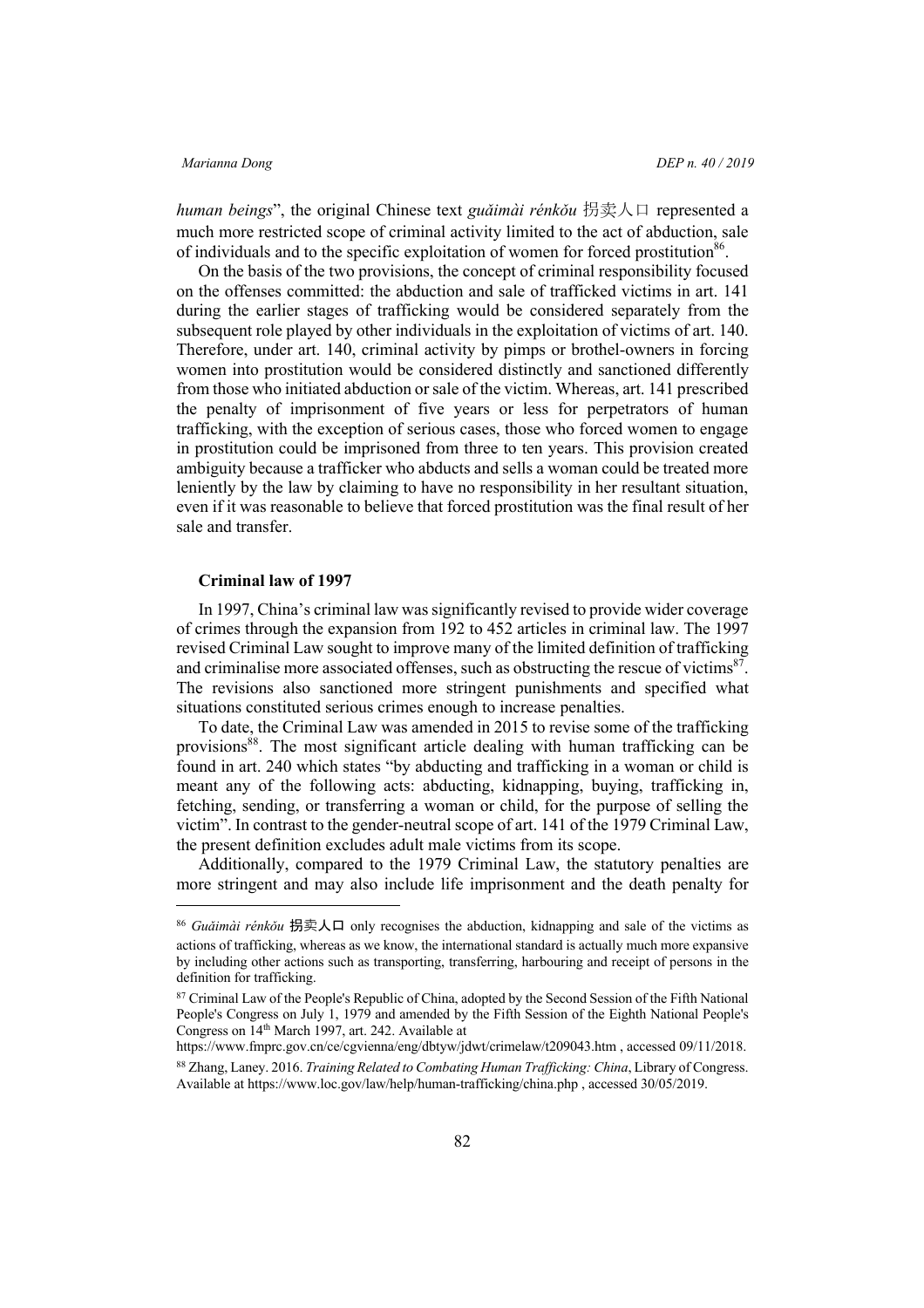*human beings*", the original Chinese text *guǎimài rénkǒu* 拐卖人口 represented a much more restricted scope of criminal activity limited to the act of abduction, sale of individuals and to the specific exploitation of women for forced prostitution[86].

On the basis of the two provisions, the concept of criminal responsibility focused on the offenses committed: the abduction and sale of trafficked victims in art. 141 during the earlier stages of trafficking would be considered separately from the subsequent role played by other individuals in the exploitation of victims of art. 140. Therefore, under art. 140, criminal activity by pimps or brothel-owners in forcing women into prostitution would be considered distinctly and sanctioned differently from those who initiated abduction or sale of the victim. Whereas, art. 141 prescribed the penalty of imprisonment of five years or less for perpetrators of human trafficking, with the exception of serious cases, those who forced women to engage in prostitution could be imprisoned from three to ten years. This provision created ambiguity because a trafficker who abducts and sells a woman could be treated more leniently by the law by claiming to have no responsibility in her resultant situation, even if it was reasonable to believe that forced prostitution was the final result of her sale and transfer.

### Criminal law of 1997

In 1997, China's criminal law was significantly revised to provide wider coverage of crimes through the expansion from 192 to 452 articles in criminal law. The 1997 revised Criminal Law sought to improve many of the limited definition of trafficking and criminalise more associated offenses, such as obstructing the rescue of victims[87]. The revisions also sanctioned more stringent punishments and specified what situations constituted serious crimes enough to increase penalties.

To date, the Criminal Law was amended in 2015 to revise some of the trafficking provisions[88]. The most significant article dealing with human trafficking can be found in art. 240 which states "by abducting and trafficking in a woman or child is meant any of the following acts: abducting, kidnapping, buying, trafficking in, fetching, sending, or transferring a woman or child, for the purpose of selling the victim". In contrast to the gender-neutral scope of art. 141 of the 1979 Criminal Law, the present definition excludes adult male victims from its scope.

Additionally, compared to the 1979 Criminal Law, the statutory penalties are more stringent and may also include life imprisonment and the death penalty for

---

[86] *Guǎimài rénkǒu* 拐卖人口 only recognises the abduction, kidnapping and sale of the victims as actions of trafficking, whereas as we know, the international standard is actually much more expansive by including other actions such as transporting, transferring, harbouring and receipt of persons in the definition for trafficking.

[87] Criminal Law of the People's Republic of China, adopted by the Second Session of the Fifth National People's Congress on July 1, 1979 and amended by the Fifth Session of the Eighth National People's Congress on 14th March 1997, art. 242. Available at https://www.fmprc.gov.cn/ce/cgvienna/eng/dbtyw/jdwt/crimelaw/t209043.htm , accessed 09/11/2018.

[88] Zhang, Laney. 2016. *Training Related to Combating Human Trafficking: China*, Library of Congress. Available at https://www.loc.gov/law/help/human-trafficking/china.php , accessed 30/05/2019.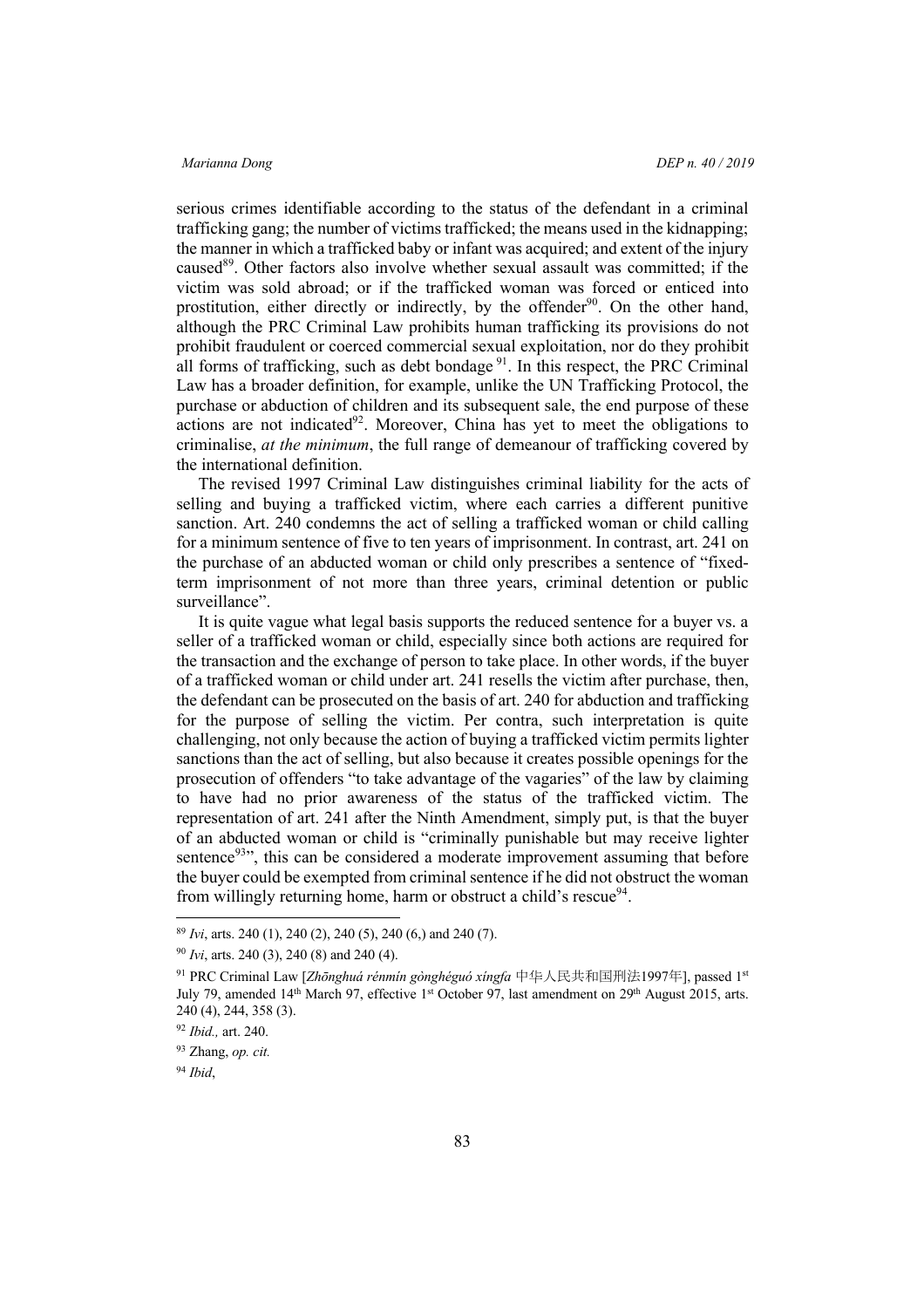serious crimes identifiable according to the status of the defendant in a criminal trafficking gang; the number of victims trafficked; the means used in the kidnapping; the manner in which a trafficked baby or infant was acquired; and extent of the injury caused[89]. Other factors also involve whether sexual assault was committed; if the victim was sold abroad; or if the trafficked woman was forced or enticed into prostitution, either directly or indirectly, by the offender[90]. On the other hand, although the PRC Criminal Law prohibits human trafficking its provisions do not prohibit fraudulent or coerced commercial sexual exploitation, nor do they prohibit all forms of trafficking, such as debt bondage [91]. In this respect, the PRC Criminal Law has a broader definition, for example, unlike the UN Trafficking Protocol, the purchase or abduction of children and its subsequent sale, the end purpose of these actions are not indicated[92]. Moreover, China has yet to meet the obligations to criminalise, *at the minimum*, the full range of demeanour of trafficking covered by the international definition.

The revised 1997 Criminal Law distinguishes criminal liability for the acts of selling and buying a trafficked victim, where each carries a different punitive sanction. Art. 240 condemns the act of selling a trafficked woman or child calling for a minimum sentence of five to ten years of imprisonment. In contrast, art. 241 on the purchase of an abducted woman or child only prescribes a sentence of "fixed-term imprisonment of not more than three years, criminal detention or public surveillance".

It is quite vague what legal basis supports the reduced sentence for a buyer vs. a seller of a trafficked woman or child, especially since both actions are required for the transaction and the exchange of person to take place. In other words, if the buyer of a trafficked woman or child under art. 241 resells the victim after purchase, then, the defendant can be prosecuted on the basis of art. 240 for abduction and trafficking for the purpose of selling the victim. Per contra, such interpretation is quite challenging, not only because the action of buying a trafficked victim permits lighter sanctions than the act of selling, but also because it creates possible openings for the prosecution of offenders "to take advantage of the vagaries" of the law by claiming to have had no prior awareness of the status of the trafficked victim. The representation of art. 241 after the Ninth Amendment, simply put, is that the buyer of an abducted woman or child is "criminally punishable but may receive lighter sentence[93]", this can be considered a moderate improvement assuming that before the buyer could be exempted from criminal sentence if he did not obstruct the woman from willingly returning home, harm or obstruct a child's rescue[94].

---

[89] *Ivi*, arts. 240 (1), 240 (2), 240 (5), 240 (6,) and 240 (7).

[90] *Ivi*, arts. 240 (3), 240 (8) and 240 (4).

[91] PRC Criminal Law [*Zhōnghuá rénmín gònghéguó xíngfa* 中华人民共和国刑法1997年], passed 1st July 79, amended 14th March 97, effective 1st October 97, last amendment on 29th August 2015, arts. 240 (4), 244, 358 (3).

[92] *Ibid.,* art. 240.

[93] Zhang, *op. cit.*

[94] *Ibid*,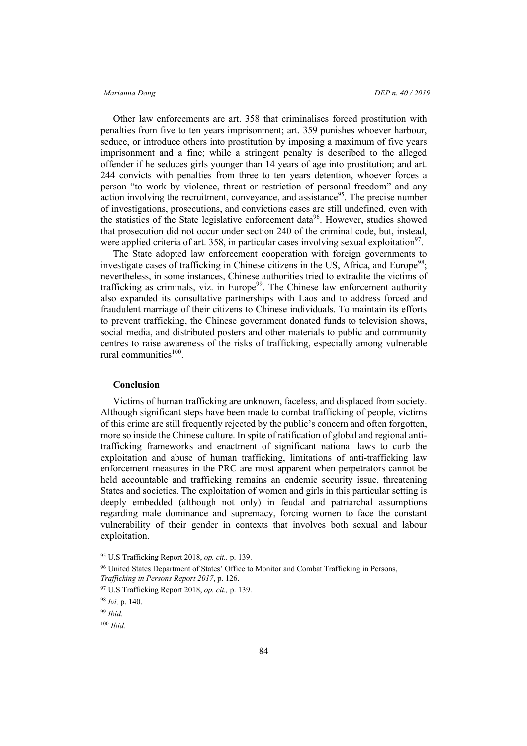Other law enforcements are art. 358 that criminalises forced prostitution with penalties from five to ten years imprisonment; art. 359 punishes whoever harbour, seduce, or introduce others into prostitution by imposing a maximum of five years imprisonment and a fine; while a stringent penalty is described to the alleged offender if he seduces girls younger than 14 years of age into prostitution; and art. 244 convicts with penalties from three to ten years detention, whoever forces a person "to work by violence, threat or restriction of personal freedom" and any action involving the recruitment, conveyance, and assistance[95]. The precise number of investigations, prosecutions, and convictions cases are still undefined, even with the statistics of the State legislative enforcement data[96]. However, studies showed that prosecution did not occur under section 240 of the criminal code, but, instead, were applied criteria of art. 358, in particular cases involving sexual exploitation[97].

The State adopted law enforcement cooperation with foreign governments to investigate cases of trafficking in Chinese citizens in the US, Africa, and Europe[98]; nevertheless, in some instances, Chinese authorities tried to extradite the victims of trafficking as criminals, viz. in Europe[99]. The Chinese law enforcement authority also expanded its consultative partnerships with Laos and to address forced and fraudulent marriage of their citizens to Chinese individuals. To maintain its efforts to prevent trafficking, the Chinese government donated funds to television shows, social media, and distributed posters and other materials to public and community centres to raise awareness of the risks of trafficking, especially among vulnerable rural communities[100].

**Conclusion**

Victims of human trafficking are unknown, faceless, and displaced from society. Although significant steps have been made to combat trafficking of people, victims of this crime are still frequently rejected by the public's concern and often forgotten, more so inside the Chinese culture. In spite of ratification of global and regional anti-trafficking frameworks and enactment of significant national laws to curb the exploitation and abuse of human trafficking, limitations of anti-trafficking law enforcement measures in the PRC are most apparent when perpetrators cannot be held accountable and trafficking remains an endemic security issue, threatening States and societies. The exploitation of women and girls in this particular setting is deeply embedded (although not only) in feudal and patriarchal assumptions regarding male dominance and supremacy, forcing women to face the constant vulnerability of their gender in contexts that involves both sexual and labour exploitation.

---

[95] U.S Trafficking Report 2018, *op. cit.,* p. 139.

[96] United States Department of States' Office to Monitor and Combat Trafficking in Persons, *Trafficking in Persons Report 2017*, p. 126.

[97] U.S Trafficking Report 2018, *op. cit.,* p. 139.

[98] *Ivi,* p. 140.

[99] *Ibid.*

[100] *Ibid.*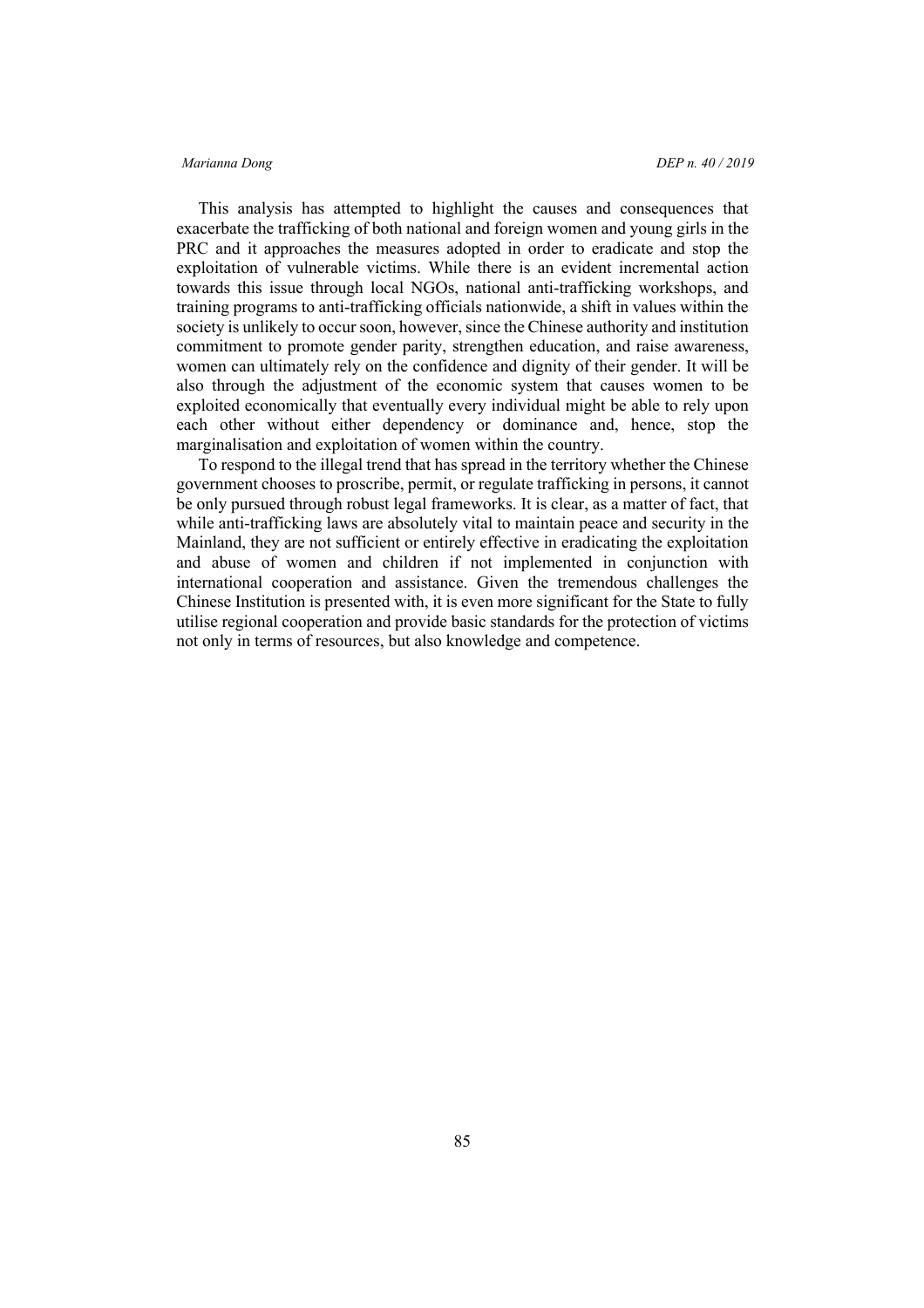This analysis has attempted to highlight the causes and consequences that exacerbate the trafficking of both national and foreign women and young girls in the PRC and it approaches the measures adopted in order to eradicate and stop the exploitation of vulnerable victims. While there is an evident incremental action towards this issue through local NGOs, national anti-trafficking workshops, and training programs to anti-trafficking officials nationwide, a shift in values within the society is unlikely to occur soon, however, since the Chinese authority and institution commitment to promote gender parity, strengthen education, and raise awareness, women can ultimately rely on the confidence and dignity of their gender. It will be also through the adjustment of the economic system that causes women to be exploited economically that eventually every individual might be able to rely upon each other without either dependency or dominance and, hence, stop the marginalisation and exploitation of women within the country.

To respond to the illegal trend that has spread in the territory whether the Chinese government chooses to proscribe, permit, or regulate trafficking in persons, it cannot be only pursued through robust legal frameworks. It is clear, as a matter of fact, that while anti-trafficking laws are absolutely vital to maintain peace and security in the Mainland, they are not sufficient or entirely effective in eradicating the exploitation and abuse of women and children if not implemented in conjunction with international cooperation and assistance. Given the tremendous challenges the Chinese Institution is presented with, it is even more significant for the State to fully utilise regional cooperation and provide basic standards for the protection of victims not only in terms of resources, but also knowledge and competence.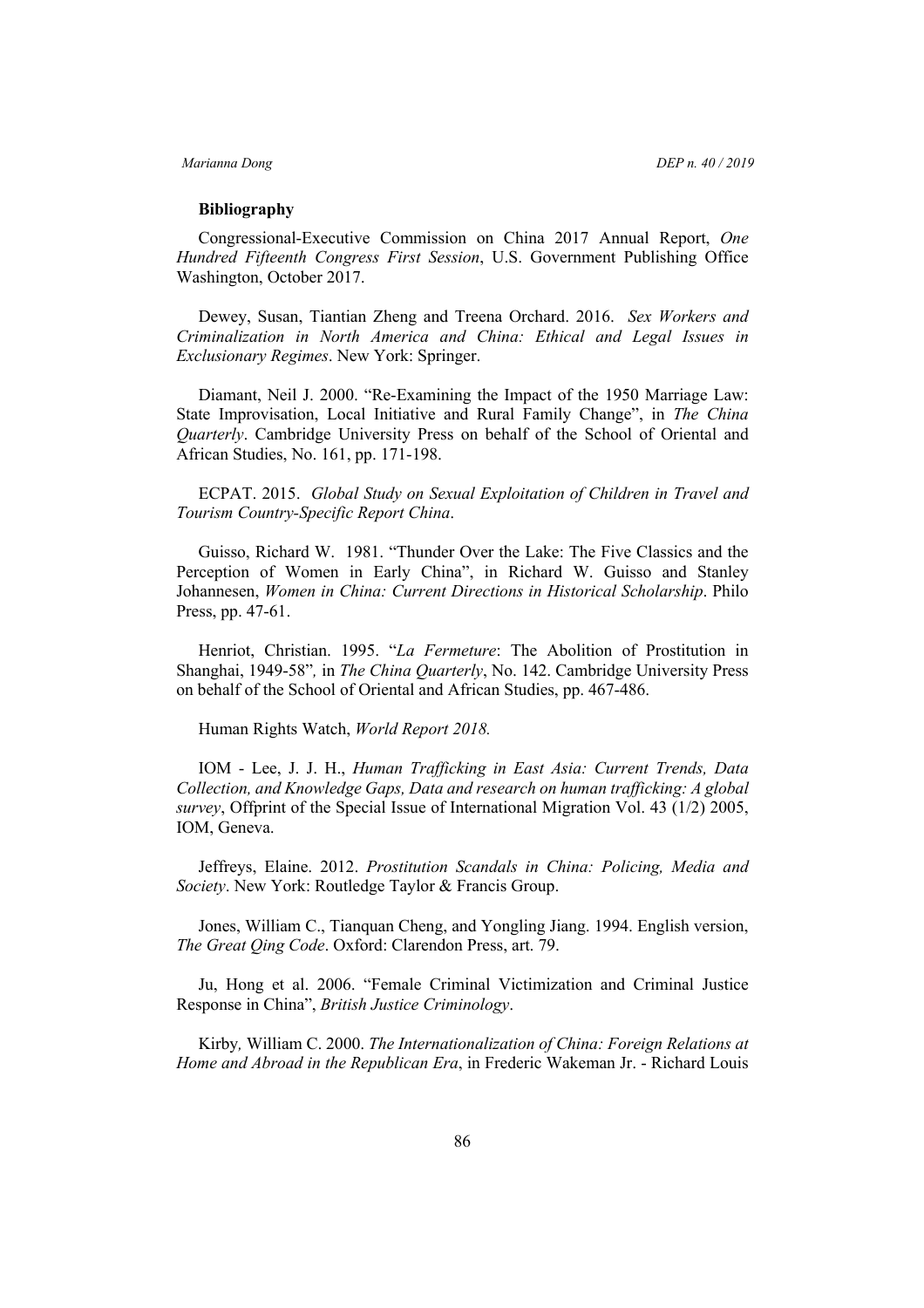**Bibliography**

Congressional-Executive Commission on China 2017 Annual Report, *One Hundred Fifteenth Congress First Session*, U.S. Government Publishing Office Washington, October 2017.

Dewey, Susan, Tiantian Zheng and Treena Orchard. 2016. *Sex Workers and Criminalization in North America and China: Ethical and Legal Issues in Exclusionary Regimes*. New York: Springer.

Diamant, Neil J. 2000. "Re-Examining the Impact of the 1950 Marriage Law: State Improvisation, Local Initiative and Rural Family Change", in *The China Quarterly*. Cambridge University Press on behalf of the School of Oriental and African Studies, No. 161, pp. 171-198.

ECPAT. 2015. *Global Study on Sexual Exploitation of Children in Travel and Tourism Country-Specific Report China*.

Guisso, Richard W. 1981. "Thunder Over the Lake: The Five Classics and the Perception of Women in Early China", in Richard W. Guisso and Stanley Johannesen, *Women in China: Current Directions in Historical Scholarship*. Philo Press, pp. 47-61.

Henriot, Christian. 1995. "*La Fermeture*: The Abolition of Prostitution in Shanghai, 1949-58"*,* in *The China Quarterly*, No. 142. Cambridge University Press on behalf of the School of Oriental and African Studies, pp. 467-486.

Human Rights Watch, *World Report 2018.*

IOM - Lee, J. J. H., *Human Trafficking in East Asia: Current Trends, Data Collection, and Knowledge Gaps, Data and research on human trafficking: A global survey*, Offprint of the Special Issue of International Migration Vol. 43 (1/2) 2005, IOM, Geneva.

Jeffreys, Elaine. 2012. *Prostitution Scandals in China: Policing, Media and Society*. New York: Routledge Taylor & Francis Group.

Jones, William C., Tianquan Cheng, and Yongling Jiang. 1994. English version, *The Great Qing Code*. Oxford: Clarendon Press, art. 79.

Ju, Hong et al. 2006. "Female Criminal Victimization and Criminal Justice Response in China", *British Justice Criminology*.

Kirby*,* William C. 2000. *The Internationalization of China: Foreign Relations at Home and Abroad in the Republican Era*, in Frederic Wakeman Jr. - Richard Louis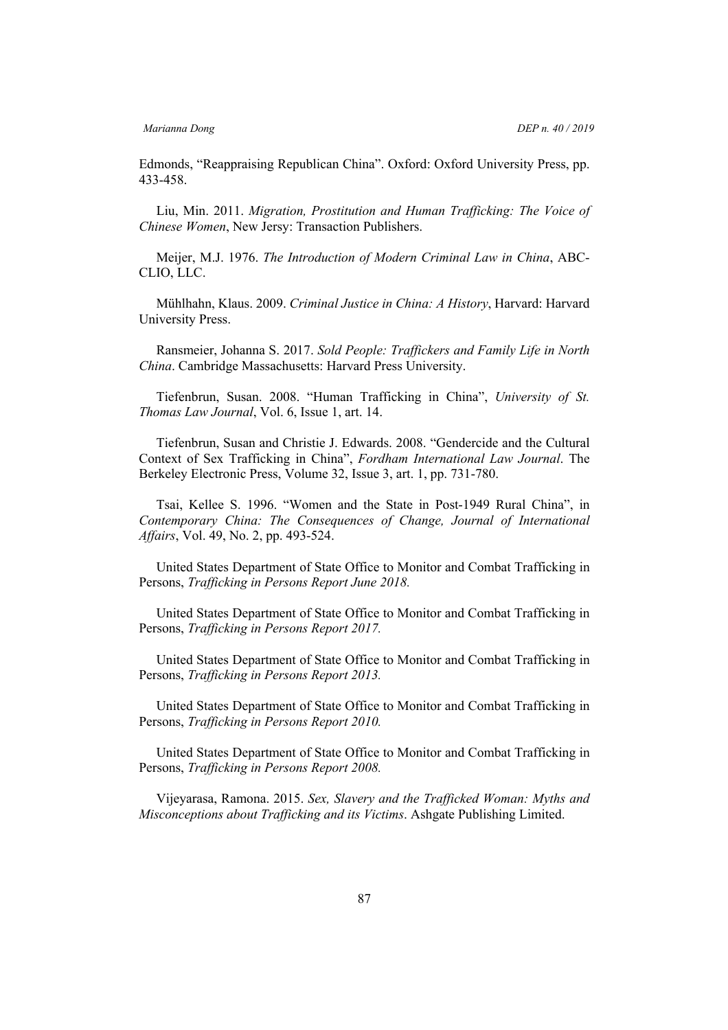Edmonds, “Reappraising Republican China”. Oxford: Oxford University Press, pp. 433-458.

Liu, Min. 2011. *Migration, Prostitution and Human Trafficking: The Voice of Chinese Women*, New Jersy: Transaction Publishers.

Meijer, M.J. 1976. *The Introduction of Modern Criminal Law in China*, ABC-CLIO, LLC.

Mühlhahn, Klaus. 2009. *Criminal Justice in China: A History*, Harvard: Harvard University Press.

Ransmeier, Johanna S. 2017. *Sold People: Traffickers and Family Life in North China*. Cambridge Massachusetts: Harvard Press University.

Tiefenbrun, Susan. 2008. “Human Trafficking in China”, *University of St. Thomas Law Journal*, Vol. 6, Issue 1, art. 14.

Tiefenbrun, Susan and Christie J. Edwards. 2008. “Gendercide and the Cultural Context of Sex Trafficking in China”, *Fordham International Law Journal*. The Berkeley Electronic Press, Volume 32, Issue 3, art. 1, pp. 731-780.

Tsai, Kellee S. 1996. “Women and the State in Post-1949 Rural China”, in *Contemporary China: The Consequences of Change, Journal of International Affairs*, Vol. 49, No. 2, pp. 493-524.

United States Department of State Office to Monitor and Combat Trafficking in Persons, *Trafficking in Persons Report June 2018.*

United States Department of State Office to Monitor and Combat Trafficking in Persons, *Trafficking in Persons Report 2017.*

United States Department of State Office to Monitor and Combat Trafficking in Persons, *Trafficking in Persons Report 2013.*

United States Department of State Office to Monitor and Combat Trafficking in Persons, *Trafficking in Persons Report 2010.*

United States Department of State Office to Monitor and Combat Trafficking in Persons, *Trafficking in Persons Report 2008.*

Vijeyarasa, Ramona. 2015. *Sex, Slavery and the Trafficked Woman: Myths and Misconceptions about Trafficking and its Victims*. Ashgate Publishing Limited.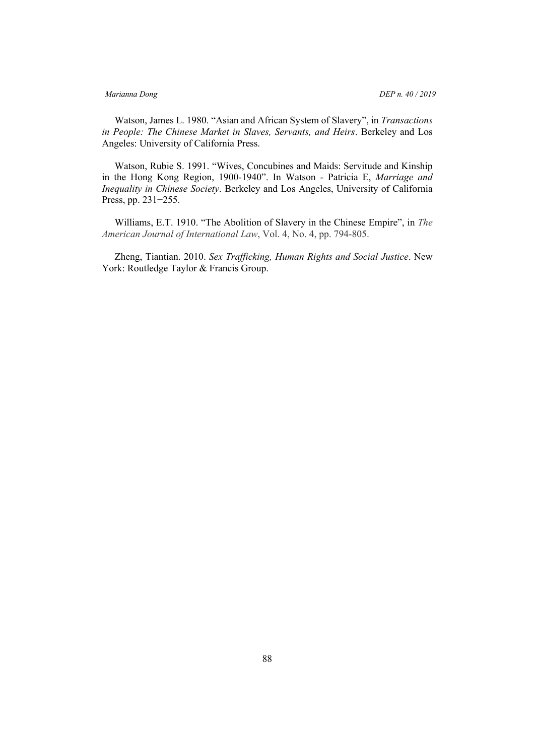Watson, James L. 1980. "Asian and African System of Slavery", in *Transactions in People: The Chinese Market in Slaves, Servants, and Heirs*. Berkeley and Los Angeles: University of California Press.

Watson, Rubie S. 1991. "Wives, Concubines and Maids: Servitude and Kinship in the Hong Kong Region, 1900-1940". In Watson - Patricia E, *Marriage and Inequality in Chinese Society*. Berkeley and Los Angeles, University of California Press, pp. 231−255.

Williams, E.T. 1910. "The Abolition of Slavery in the Chinese Empire", in *The American Journal of International Law*, Vol. 4, No. 4, pp. 794-805.

Zheng, Tiantian. 2010. *Sex Trafficking, Human Rights and Social Justice*. New York: Routledge Taylor & Francis Group.